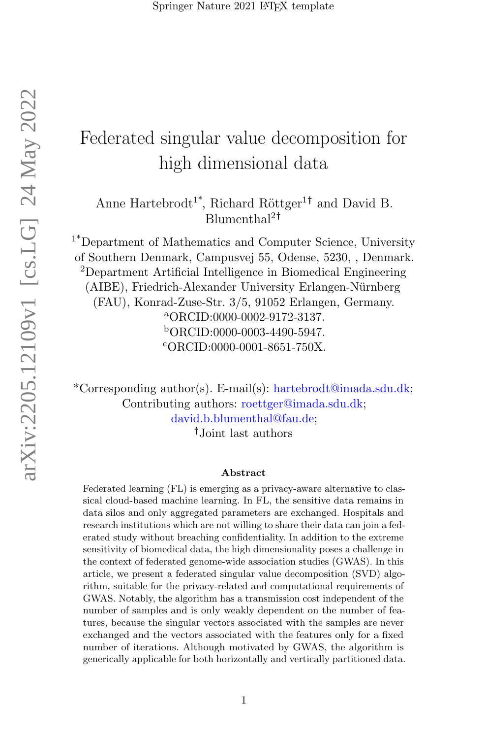# Federated singular value decomposition for high dimensional data

Anne Hartebrodt[1*], Richard Röttger[1†] and David B. Blumenthal[2†]

[1*]Department of Mathematics and Computer Science, University of Southern Denmark, Campusvej 55, Odense, 5230, , Denmark.
[2]Department Artificial Intelligence in Biomedical Engineering (AIBE), Friedrich-Alexander University Erlangen-Nürnberg (FAU), Konrad-Zuse-Str. 3/5, 91052 Erlangen, Germany.
[a]ORCID:0000-0002-9172-3137.
[b]ORCID:0000-0003-4490-5947.
[c]ORCID:0000-0001-8651-750X.

*Corresponding author(s). E-mail(s): hartebrodt@imada.sdu.dk;
Contributing authors: roettger@imada.sdu.dk;
david.b.blumenthal@fau.de;
†Joint last authors

## Abstract

Federated learning (FL) is emerging as a privacy-aware alternative to classical cloud-based machine learning. In FL, the sensitive data remains in data silos and only aggregated parameters are exchanged. Hospitals and research institutions which are not willing to share their data can join a federated study without breaching confidentiality. In addition to the extreme sensitivity of biomedical data, the high dimensionality poses a challenge in the context of federated genome-wide association studies (GWAS). In this article, we present a federated singular value decomposition (SVD) algorithm, suitable for the privacy-related and computational requirements of GWAS. Notably, the algorithm has a transmission cost independent of the number of samples and is only weakly dependent on the number of features, because the singular vectors associated with the samples are never exchanged and the vectors associated with the features only for a fixed number of iterations. Although motivated by GWAS, the algorithm is generically applicable for both horizontally and vertically partitioned data.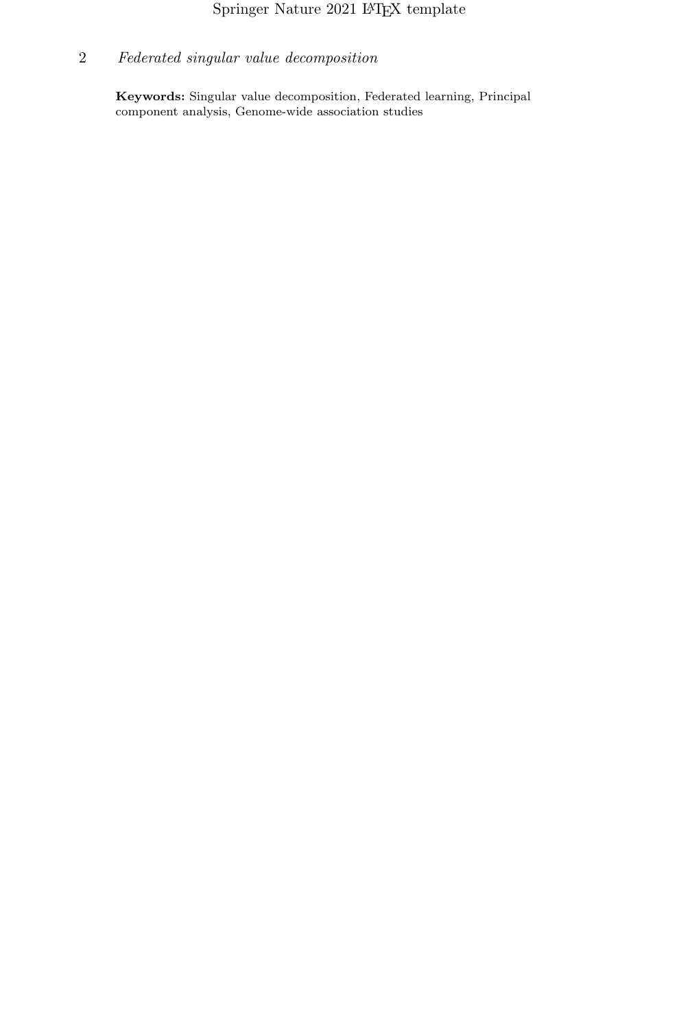**Keywords:** Singular value decomposition, Federated learning, Principal component analysis, Genome-wide association studies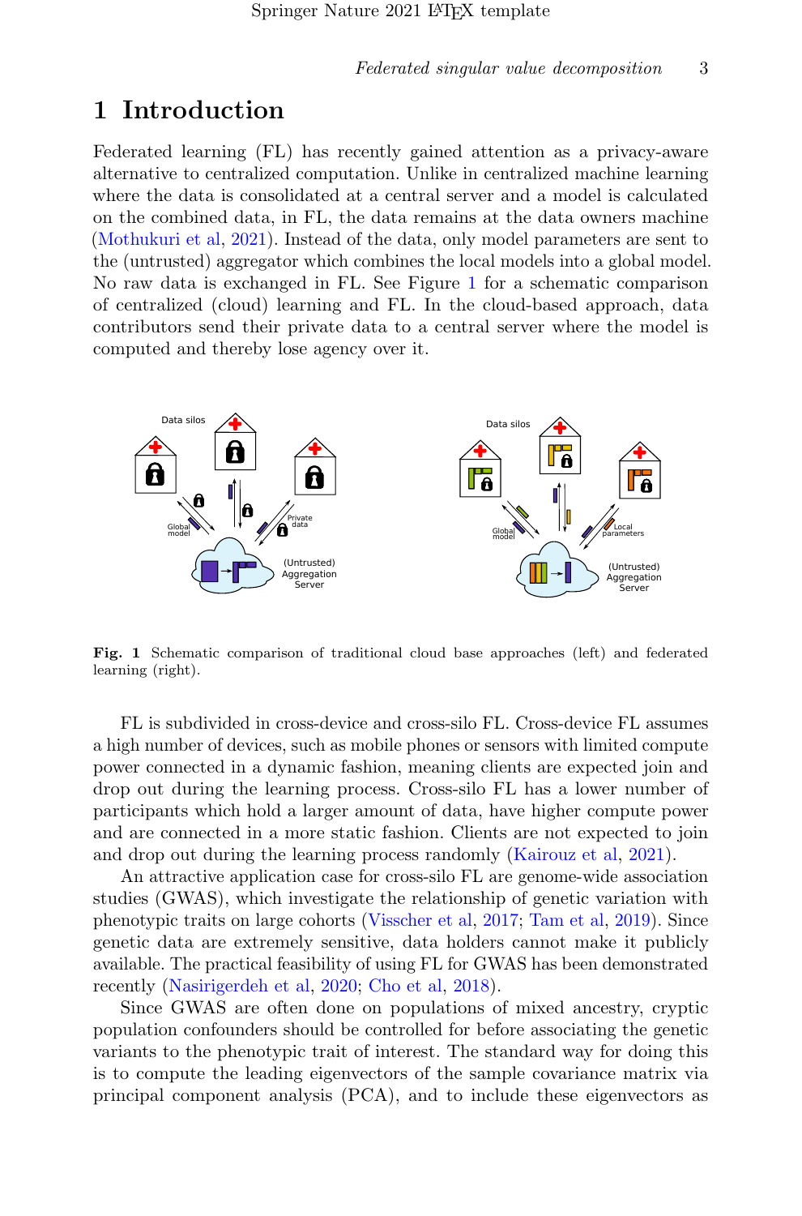# 1 Introduction

Federated learning (FL) has recently gained attention as a privacy-aware alternative to centralized computation. Unlike in centralized machine learning where the data is consolidated at a central server and a model is calculated on the combined data, in FL, the data remains at the data owners machine (Mothukuri et al, 2021). Instead of the data, only model parameters are sent to the (untrusted) aggregator which combines the local models into a global model. No raw data is exchanged in FL. See Figure 1 for a schematic comparison of centralized (cloud) learning and FL. In the cloud-based approach, data contributors send their private data to a central server where the model is computed and thereby lose agency over it.

**Fig. 1** Schematic comparison of traditional cloud base approaches (left) and federated learning (right).

FL is subdivided in cross-device and cross-silo FL. Cross-device FL assumes a high number of devices, such as mobile phones or sensors with limited compute power connected in a dynamic fashion, meaning clients are expected join and drop out during the learning process. Cross-silo FL has a lower number of participants which hold a larger amount of data, have higher compute power and are connected in a more static fashion. Clients are not expected to join and drop out during the learning process randomly (Kairouz et al, 2021).

An attractive application case for cross-silo FL are genome-wide association studies (GWAS), which investigate the relationship of genetic variation with phenotypic traits on large cohorts (Visscher et al, 2017; Tam et al, 2019). Since genetic data are extremely sensitive, data holders cannot make it publicly available. The practical feasibility of using FL for GWAS has been demonstrated recently (Nasirigerdeh et al, 2020; Cho et al, 2018).

Since GWAS are often done on populations of mixed ancestry, cryptic population confounders should be controlled for before associating the genetic variants to the phenotypic trait of interest. The standard way for doing this is to compute the leading eigenvectors of the sample covariance matrix via principal component analysis (PCA), and to include these eigenvectors as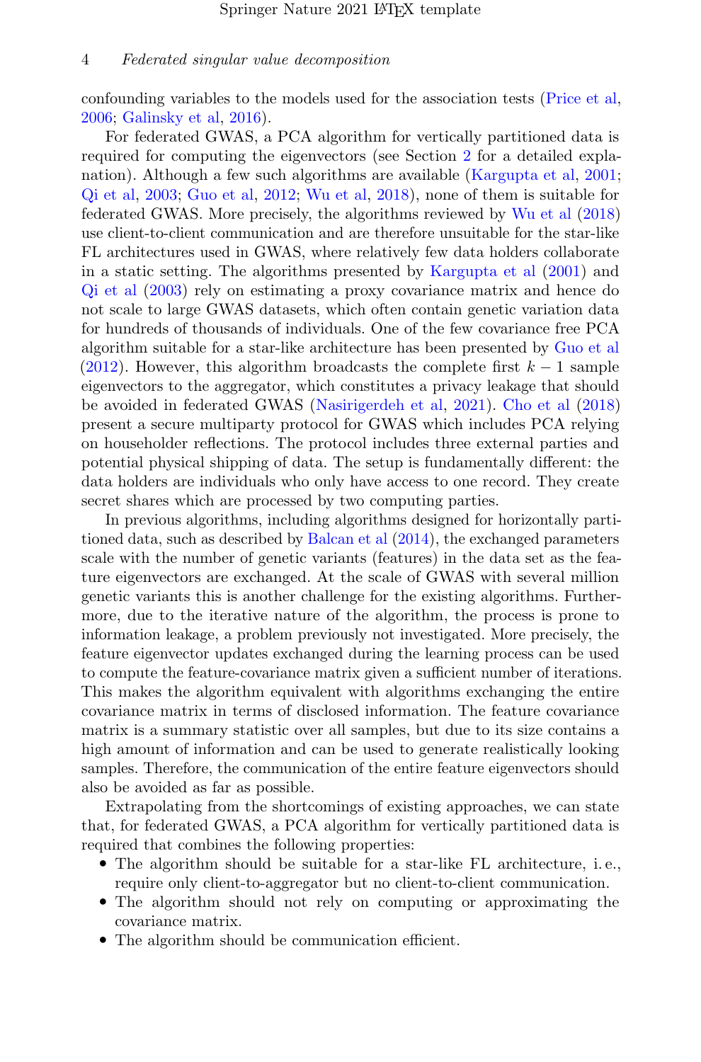confounding variables to the models used for the association tests (Price et al, 2006; Galinsky et al, 2016).

For federated GWAS, a PCA algorithm for vertically partitioned data is required for computing the eigenvectors (see Section 2 for a detailed explanation). Although a few such algorithms are available (Kargupta et al, 2001; Qi et al, 2003; Guo et al, 2012; Wu et al, 2018), none of them is suitable for federated GWAS. More precisely, the algorithms reviewed by Wu et al (2018) use client-to-client communication and are therefore unsuitable for the star-like FL architectures used in GWAS, where relatively few data holders collaborate in a static setting. The algorithms presented by Kargupta et al (2001) and Qi et al (2003) rely on estimating a proxy covariance matrix and hence do not scale to large GWAS datasets, which often contain genetic variation data for hundreds of thousands of individuals. One of the few covariance free PCA algorithm suitable for a star-like architecture has been presented by Guo et al (2012). However, this algorithm broadcasts the complete first $k-1$ sample eigenvectors to the aggregator, which constitutes a privacy leakage that should be avoided in federated GWAS (Nasirigerdeh et al, 2021). Cho et al (2018) present a secure multiparty protocol for GWAS which includes PCA relying on householder reflections. The protocol includes three external parties and potential physical shipping of data. The setup is fundamentally different: the data holders are individuals who only have access to one record. They create secret shares which are processed by two computing parties.

In previous algorithms, including algorithms designed for horizontally partitioned data, such as described by Balcan et al (2014), the exchanged parameters scale with the number of genetic variants (features) in the data set as the feature eigenvectors are exchanged. At the scale of GWAS with several million genetic variants this is another challenge for the existing algorithms. Furthermore, due to the iterative nature of the algorithm, the process is prone to information leakage, a problem previously not investigated. More precisely, the feature eigenvector updates exchanged during the learning process can be used to compute the feature-covariance matrix given a sufficient number of iterations. This makes the algorithm equivalent with algorithms exchanging the entire covariance matrix in terms of disclosed information. The feature covariance matrix is a summary statistic over all samples, but due to its size contains a high amount of information and can be used to generate realistically looking samples. Therefore, the communication of the entire feature eigenvectors should also be avoided as far as possible.

Extrapolating from the shortcomings of existing approaches, we can state that, for federated GWAS, a PCA algorithm for vertically partitioned data is required that combines the following properties:

- The algorithm should be suitable for a star-like FL architecture, i. e., require only client-to-aggregator but no client-to-client communication.
- The algorithm should not rely on computing or approximating the covariance matrix.
- The algorithm should be communication efficient.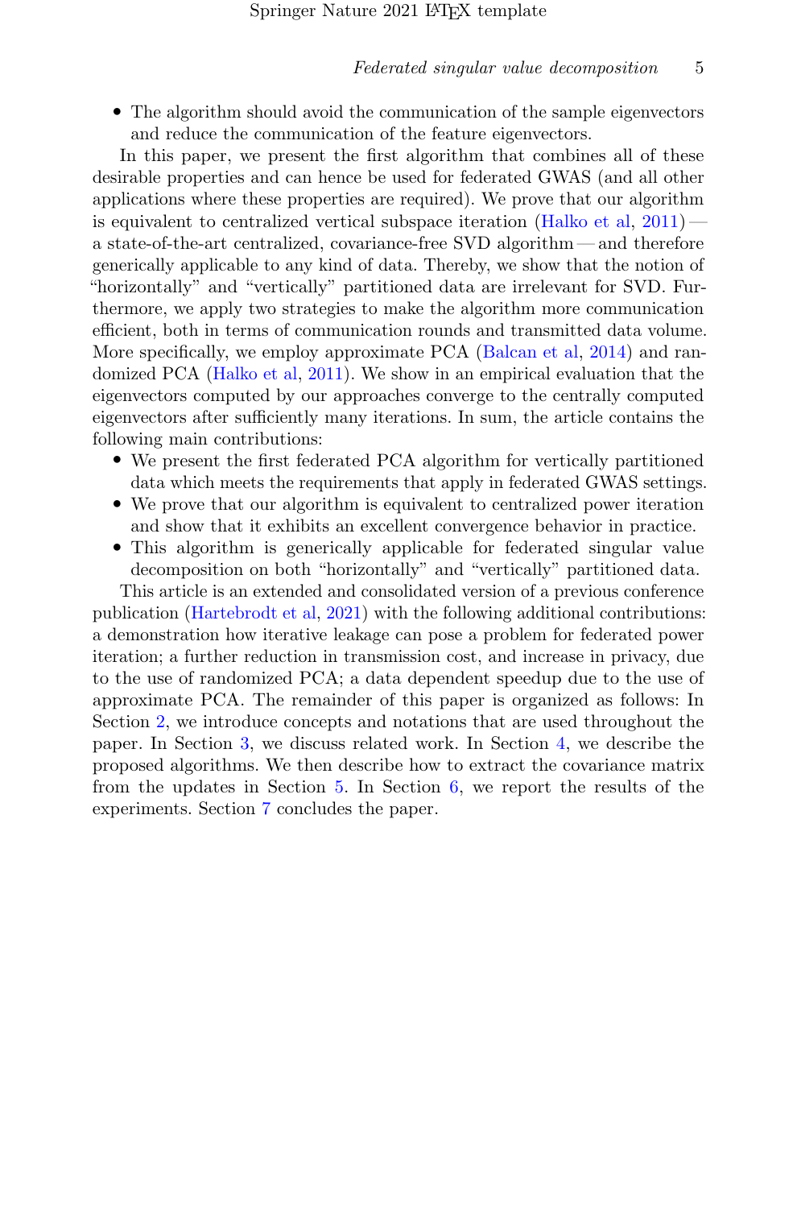- The algorithm should avoid the communication of the sample eigenvectors and reduce the communication of the feature eigenvectors.

In this paper, we present the first algorithm that combines all of these desirable properties and can hence be used for federated GWAS (and all other applications where these properties are required). We prove that our algorithm is equivalent to centralized vertical subspace iteration (Halko et al, 2011) — a state-of-the-art centralized, covariance-free SVD algorithm — and therefore generically applicable to any kind of data. Thereby, we show that the notion of "horizontally" and "vertically" partitioned data are irrelevant for SVD. Furthermore, we apply two strategies to make the algorithm more communication efficient, both in terms of communication rounds and transmitted data volume. More specifically, we employ approximate PCA (Balcan et al, 2014) and randomized PCA (Halko et al, 2011). We show in an empirical evaluation that the eigenvectors computed by our approaches converge to the centrally computed eigenvectors after sufficiently many iterations. In sum, the article contains the following main contributions:

- We present the first federated PCA algorithm for vertically partitioned data which meets the requirements that apply in federated GWAS settings.
- We prove that our algorithm is equivalent to centralized power iteration and show that it exhibits an excellent convergence behavior in practice.
- This algorithm is generically applicable for federated singular value decomposition on both "horizontally" and "vertically" partitioned data.

This article is an extended and consolidated version of a previous conference publication (Hartebrodt et al, 2021) with the following additional contributions: a demonstration how iterative leakage can pose a problem for federated power iteration; a further reduction in transmission cost, and increase in privacy, due to the use of randomized PCA; a data dependent speedup due to the use of approximate PCA. The remainder of this paper is organized as follows: In Section 2, we introduce concepts and notations that are used throughout the paper. In Section 3, we discuss related work. In Section 4, we describe the proposed algorithms. We then describe how to extract the covariance matrix from the updates in Section 5. In Section 6, we report the results of the experiments. Section 7 concludes the paper.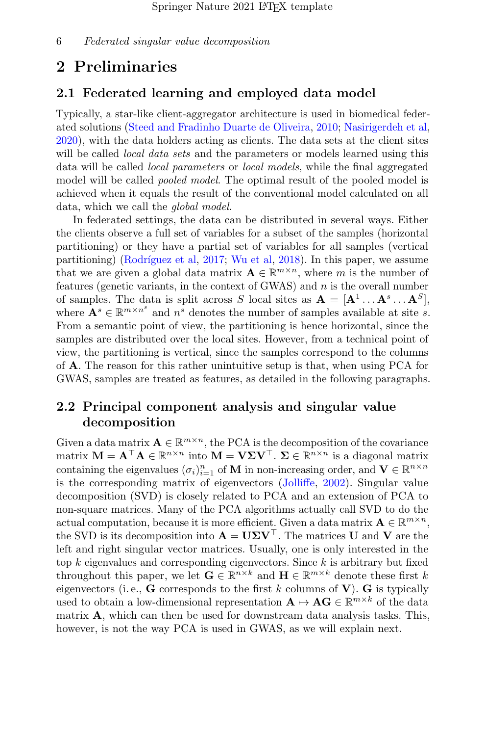# 2 Preliminaries

## 2.1 Federated learning and employed data model

Typically, a star-like client-aggregator architecture is used in biomedical federated solutions (Steed and Fradinho Duarte de Oliveira, 2010; Nasirigerdeh et al, 2020), with the data holders acting as clients. The data sets at the client sites will be called *local data sets* and the parameters or models learned using this data will be called *local parameters* or *local models*, while the final aggregated model will be called *pooled model*. The optimal result of the pooled model is achieved when it equals the result of the conventional model calculated on all data, which we call the *global model*.

In federated settings, the data can be distributed in several ways. Either the clients observe a full set of variables for a subset of the samples (horizontal partitioning) or they have a partial set of variables for all samples (vertical partitioning) (Rodríguez et al, 2017; Wu et al, 2018). In this paper, we assume that we are given a global data matrix $\mathbf{A} \in \mathbb{R}^{m \times n}$, where $m$ is the number of features (genetic variants, in the context of GWAS) and $n$ is the overall number of samples. The data is split across $S$ local sites as $\mathbf{A} = [\mathbf{A}^1 \dots \mathbf{A}^s \dots \mathbf{A}^S]$, where $\mathbf{A}^s \in \mathbb{R}^{m \times n^s}$ and $n^s$ denotes the number of samples available at site $s$. From a semantic point of view, the partitioning is hence horizontal, since the samples are distributed over the local sites. However, from a technical point of view, the partitioning is vertical, since the samples correspond to the columns of $\mathbf{A}$. The reason for this rather unintuitive setup is that, when using PCA for GWAS, samples are treated as features, as detailed in the following paragraphs.

## 2.2 Principal component analysis and singular value decomposition

Given a data matrix $\mathbf{A} \in \mathbb{R}^{m \times n}$, the PCA is the decomposition of the covariance matrix $\mathbf{M} = \mathbf{A}^\top \mathbf{A} \in \mathbb{R}^{n \times n}$ into $\mathbf{M} = \mathbf{V} \mathbf{\Sigma} \mathbf{V}^\top$. $\mathbf{\Sigma} \in \mathbb{R}^{n \times n}$ is a diagonal matrix containing the eigenvalues $(\sigma_i)_{i=1}^n$ of $\mathbf{M}$ in non-increasing order, and $\mathbf{V} \in \mathbb{R}^{n \times n}$ is the corresponding matrix of eigenvectors (Jolliffe, 2002). Singular value decomposition (SVD) is closely related to PCA and an extension of PCA to non-square matrices. Many of the PCA algorithms actually call SVD to do the actual computation, because it is more efficient. Given a data matrix $\mathbf{A} \in \mathbb{R}^{m \times n}$, the SVD is its decomposition into $\mathbf{A} = \mathbf{U} \mathbf{\Sigma} \mathbf{V}^\top$. The matrices $\mathbf{U}$ and $\mathbf{V}$ are the left and right singular vector matrices. Usually, one is only interested in the top $k$ eigenvalues and corresponding eigenvectors. Since $k$ is arbitrary but fixed throughout this paper, we let $\mathbf{G} \in \mathbb{R}^{n \times k}$ and $\mathbf{H} \in \mathbb{R}^{m \times k}$ denote these first $k$ eigenvectors (i. e., $\mathbf{G}$ corresponds to the first $k$ columns of $\mathbf{V}$). $\mathbf{G}$ is typically used to obtain a low-dimensional representation $\mathbf{A} \mapsto \mathbf{A}\mathbf{G} \in \mathbb{R}^{m \times k}$ of the data matrix $\mathbf{A}$, which can then be used for downstream data analysis tasks. This, however, is not the way PCA is used in GWAS, as we will explain next.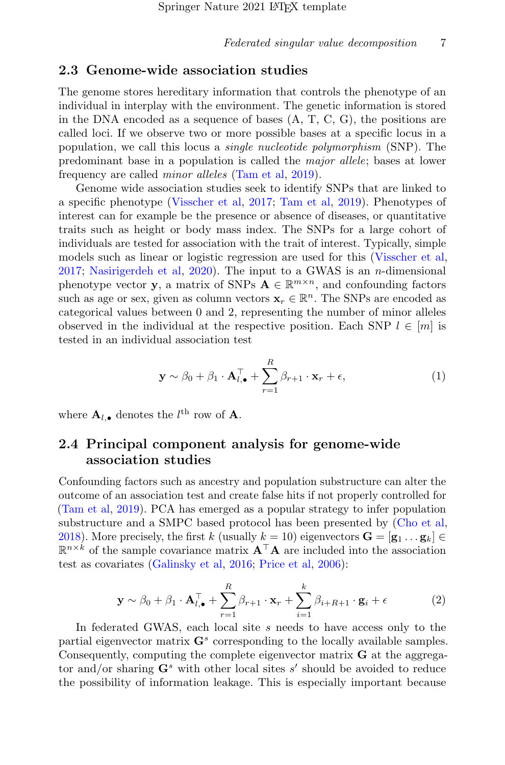## 2.3 Genome-wide association studies

The genome stores hereditary information that controls the phenotype of an individual in interplay with the environment. The genetic information is stored in the DNA encoded as a sequence of bases (A, T, C, G), the positions are called loci. If we observe two or more possible bases at a specific locus in a population, we call this locus a *single nucleotide polymorphism* (SNP). The predominant base in a population is called the *major allele*; bases at lower frequency are called *minor alleles* (Tam et al, 2019).

Genome wide association studies seek to identify SNPs that are linked to a specific phenotype (Visscher et al, 2017; Tam et al, 2019). Phenotypes of interest can for example be the presence or absence of diseases, or quantitative traits such as height or body mass index. The SNPs for a large cohort of individuals are tested for association with the trait of interest. Typically, simple models such as linear or logistic regression are used for this (Visscher et al, 2017; Nasirigerdeh et al, 2020). The input to a GWAS is an $n$-dimensional phenotype vector $\mathbf{y}$, a matrix of SNPs $\mathbf{A} \in \mathbb{R}^{m \times n}$, and confounding factors such as age or sex, given as column vectors $\mathbf{x}_r \in \mathbb{R}^n$. The SNPs are encoded as categorical values between 0 and 2, representing the number of minor alleles observed in the individual at the respective position. Each SNP $l \in [m]$ is tested in an individual association test

$$\mathbf{y} \sim \beta_0 + \beta_1 \cdot \mathbf{A}_{l,\bullet}^\top + \sum_{r=1}^{R} \beta_{r+1} \cdot \mathbf{x}_r + \epsilon, \tag{1}$$

where $\mathbf{A}_{l,\bullet}$ denotes the $l^{\text{th}}$ row of $\mathbf{A}$.

## 2.4 Principal component analysis for genome-wide association studies

Confounding factors such as ancestry and population substructure can alter the outcome of an association test and create false hits if not properly controlled for (Tam et al, 2019). PCA has emerged as a popular strategy to infer population substructure and a SMPC based protocol has been presented by (Cho et al, 2018). More precisely, the first $k$ (usually $k = 10$) eigenvectors $\mathbf{G} = [\mathbf{g}_1 \dots \mathbf{g}_k] \in \mathbb{R}^{n \times k}$ of the sample covariance matrix $\mathbf{A}^\top \mathbf{A}$ are included into the association test as covariates (Galinsky et al, 2016; Price et al, 2006):

$$\mathbf{y} \sim \beta_0 + \beta_1 \cdot \mathbf{A}_{l,\bullet}^\top + \sum_{r=1}^{R} \beta_{r+1} \cdot \mathbf{x}_r + \sum_{i=1}^{k} \beta_{i+R+1} \cdot \mathbf{g}_i + \epsilon \tag{2}$$

In federated GWAS, each local site $s$ needs to have access only to the partial eigenvector matrix $\mathbf{G}^s$ corresponding to the locally available samples. Consequently, computing the complete eigenvector matrix $\mathbf{G}$ at the aggregator and/or sharing $\mathbf{G}^s$ with other local sites $s'$ should be avoided to reduce the possibility of information leakage. This is especially important because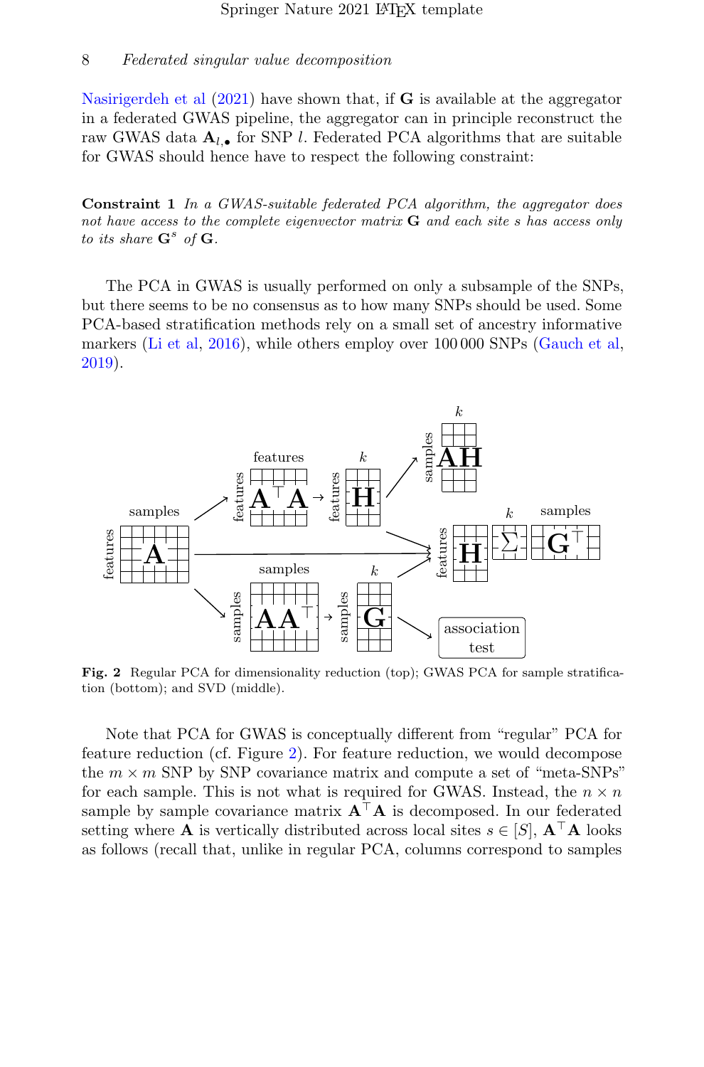Nasirigerdeh et al (2021) have shown that, if $\mathbf{G}$ is available at the aggregator in a federated GWAS pipeline, the aggregator can in principle reconstruct the raw GWAS data $\mathbf{A}_{l,\bullet}$ for SNP $l$. Federated PCA algorithms that are suitable for GWAS should hence have to respect the following constraint:

**Constraint 1** *In a GWAS-suitable federated PCA algorithm, the aggregator does not have access to the complete eigenvector matrix* $\mathbf{G}$ *and each site* $s$ *has access only to its share* $\mathbf{G}^s$ *of* $\mathbf{G}$*.*

The PCA in GWAS is usually performed on only a subsample of the SNPs, but there seems to be no consensus as to how many SNPs should be used. Some PCA-based stratification methods rely on a small set of ancestry informative markers (Li et al, 2016), while others employ over 100 000 SNPs (Gauch et al, 2019).

**Fig. 2** Regular PCA for dimensionality reduction (top); GWAS PCA for sample stratification (bottom); and SVD (middle).

Note that PCA for GWAS is conceptually different from "regular" PCA for feature reduction (cf. Figure 2). For feature reduction, we would decompose the $m \times m$ SNP by SNP covariance matrix and compute a set of "meta-SNPs" for each sample. This is not what is required for GWAS. Instead, the $n \times n$ sample by sample covariance matrix $\mathbf{A}^\top \mathbf{A}$ is decomposed. In our federated setting where $\mathbf{A}$ is vertically distributed across local sites $s \in [S]$, $\mathbf{A}^\top \mathbf{A}$ looks as follows (recall that, unlike in regular PCA, columns correspond to samples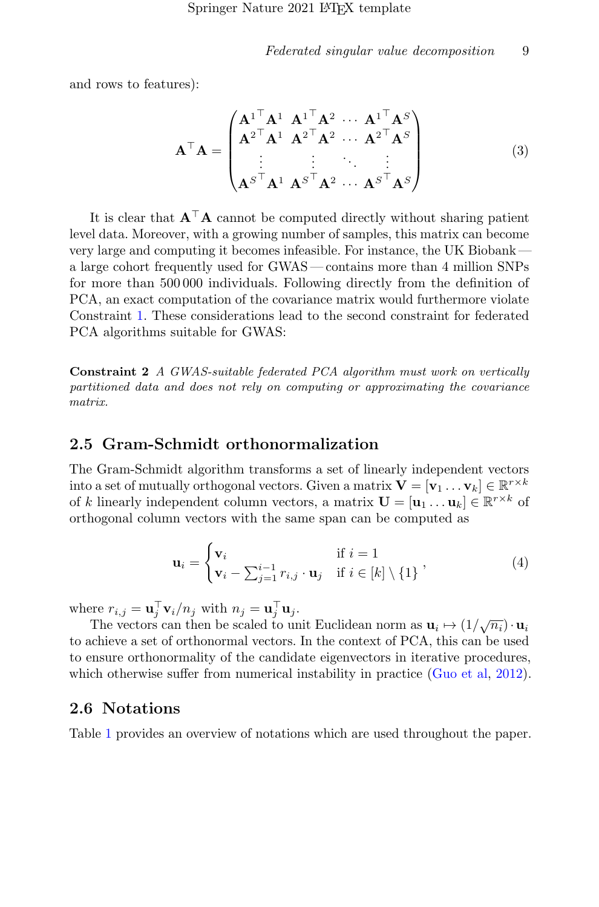and rows to features):

$$
\mathbf{A}^\top \mathbf{A} = \begin{pmatrix} {\mathbf{A}^1}^\top \mathbf{A}^1 & {\mathbf{A}^1}^\top \mathbf{A}^2 & \cdots & {\mathbf{A}^1}^\top \mathbf{A}^S \\ {\mathbf{A}^2}^\top \mathbf{A}^1 & {\mathbf{A}^2}^\top \mathbf{A}^2 & \cdots & {\mathbf{A}^2}^\top \mathbf{A}^S \\ \vdots & \vdots & \ddots & \vdots \\ {\mathbf{A}^S}^\top \mathbf{A}^1 & {\mathbf{A}^S}^\top \mathbf{A}^2 & \cdots & {\mathbf{A}^S}^\top \mathbf{A}^S \end{pmatrix} \tag{3}
$$

It is clear that $\mathbf{A}^\top \mathbf{A}$ cannot be computed directly without sharing patient level data. Moreover, with a growing number of samples, this matrix can become very large and computing it becomes infeasible. For instance, the UK Biobank — a large cohort frequently used for GWAS — contains more than 4 million SNPs for more than 500 000 individuals. Following directly from the definition of PCA, an exact computation of the covariance matrix would furthermore violate Constraint 1. These considerations lead to the second constraint for federated PCA algorithms suitable for GWAS:

**Constraint 2** *A GWAS-suitable federated PCA algorithm must work on vertically partitioned data and does not rely on computing or approximating the covariance matrix.*

## 2.5 Gram-Schmidt orthonormalization

The Gram-Schmidt algorithm transforms a set of linearly independent vectors into a set of mutually orthogonal vectors. Given a matrix $\mathbf{V} = [\mathbf{v}_1 \ldots \mathbf{v}_k] \in \mathbb{R}^{r \times k}$ of $k$ linearly independent column vectors, a matrix $\mathbf{U} = [\mathbf{u}_1 \ldots \mathbf{u}_k] \in \mathbb{R}^{r \times k}$ of orthogonal column vectors with the same span can be computed as

$$
\mathbf{u}_i = \begin{cases} \mathbf{v}_i & \text{if } i = 1 \\ \mathbf{v}_i - \sum_{j=1}^{i-1} r_{i,j} \cdot \mathbf{u}_j & \text{if } i \in [k] \setminus \{1\} \end{cases}, \tag{4}
$$

where $r_{i,j} = \mathbf{u}_j^\top \mathbf{v}_i / n_j$ with $n_j = \mathbf{u}_j^\top \mathbf{u}_j$.

The vectors can then be scaled to unit Euclidean norm as $\mathbf{u}_i \mapsto (1/\sqrt{n_i}) \cdot \mathbf{u}_i$ to achieve a set of orthonormal vectors. In the context of PCA, this can be used to ensure orthonormality of the candidate eigenvectors in iterative procedures, which otherwise suffer from numerical instability in practice (Guo et al, 2012).

## 2.6 Notations

Table 1 provides an overview of notations which are used throughout the paper.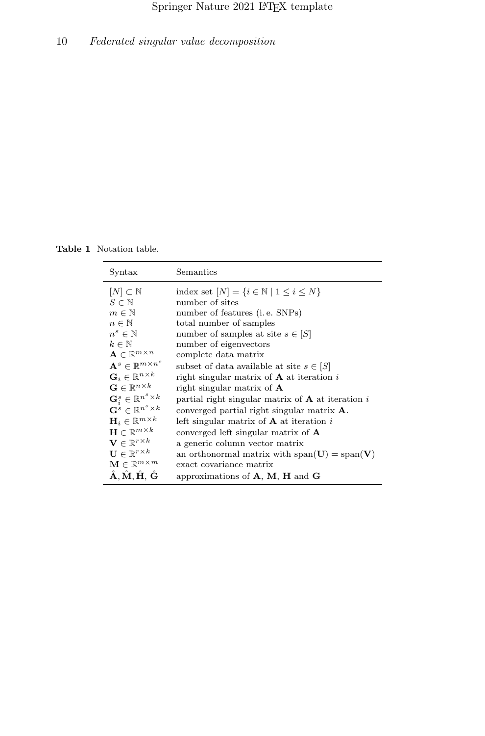**Table 1** Notation table.

| Syntax | Semantics |
|---|---|
| $[N] \subset \mathbb{N}$ | index set $[N] = \{i \in \mathbb{N} \mid 1 \leq i \leq N\}$ |
| $S \in \mathbb{N}$ | number of sites |
| $m \in \mathbb{N}$ | number of features (i. e. SNPs) |
| $n \in \mathbb{N}$ | total number of samples |
| $n^s \in \mathbb{N}$ | number of samples at site $s \in [S]$ |
| $k \in \mathbb{N}$ | number of eigenvectors |
| $\mathbf{A} \in \mathbb{R}^{m \times n}$ | complete data matrix |
| $\mathbf{A}^s \in \mathbb{R}^{m \times n^s}$ | subset of data available at site $s \in [S]$ |
| $\mathbf{G}_i \in \mathbb{R}^{n \times k}$ | right singular matrix of $\mathbf{A}$ at iteration $i$ |
| $\mathbf{G} \in \mathbb{R}^{n \times k}$ | right singular matrix of $\mathbf{A}$ |
| $\mathbf{G}_i^s \in \mathbb{R}^{n^s \times k}$ | partial right singular matrix of $\mathbf{A}$ at iteration $i$ |
| $\mathbf{G}^s \in \mathbb{R}^{n^s \times k}$ | converged partial right singular matrix $\mathbf{A}$. |
| $\mathbf{H}_i \in \mathbb{R}^{m \times k}$ | left singular matrix of $\mathbf{A}$ at iteration $i$ |
| $\mathbf{H} \in \mathbb{R}^{m \times k}$ | converged left singular matrix of $\mathbf{A}$ |
| $\mathbf{V} \in \mathbb{R}^{r \times k}$ | a generic column vector matrix |
| $\mathbf{U} \in \mathbb{R}^{r \times k}$ | an orthonormal matrix with $\text{span}(\mathbf{U}) = \text{span}(\mathbf{V})$ |
| $\mathbf{M} \in \mathbb{R}^{m \times m}$ | exact covariance matrix |
| $\hat{\mathbf{A}}, \hat{\mathbf{M}}, \hat{\mathbf{H}}, \hat{\mathbf{G}}$ | approximations of $\mathbf{A}$, $\mathbf{M}$, $\mathbf{H}$ and $\mathbf{G}$ |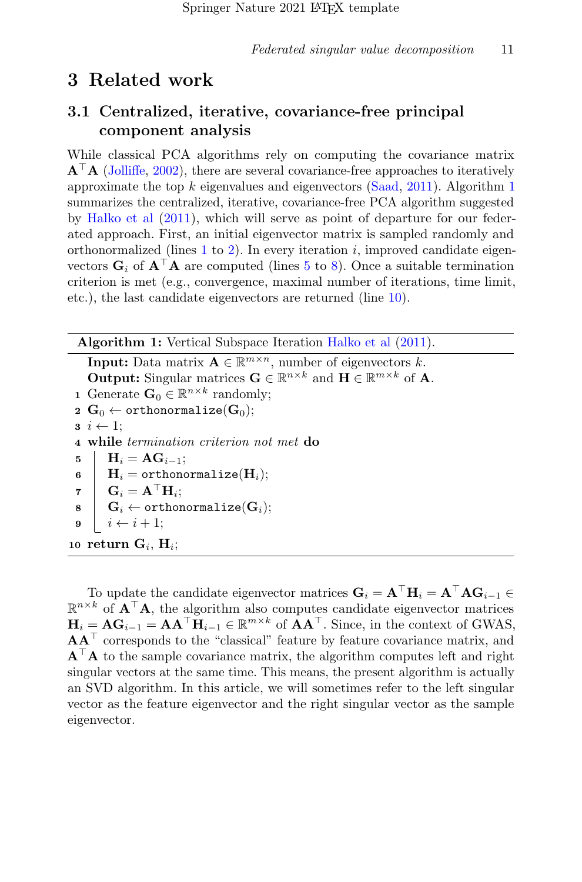# 3 Related work

## 3.1 Centralized, iterative, covariance-free principal component analysis

While classical PCA algorithms rely on computing the covariance matrix $\mathbf{A}^\top\mathbf{A}$ (Jolliffe, 2002), there are several covariance-free approaches to iteratively approximate the top $k$ eigenvalues and eigenvectors (Saad, 2011). Algorithm 1 summarizes the centralized, iterative, covariance-free PCA algorithm suggested by Halko et al (2011), which will serve as point of departure for our federated approach. First, an initial eigenvector matrix is sampled randomly and orthonormalized (lines 1 to 2). In every iteration $i$, improved candidate eigenvectors $\mathbf{G}_i$ of $\mathbf{A}^\top\mathbf{A}$ are computed (lines 5 to 8). Once a suitable termination criterion is met (e.g., convergence, maximal number of iterations, time limit, etc.), the last candidate eigenvectors are returned (line 10).

**Algorithm 1:** Vertical Subspace Iteration Halko et al (2011).

**Input:** Data matrix $\mathbf{A} \in \mathbb{R}^{m\times n}$, number of eigenvectors $k$.
**Output:** Singular matrices $\mathbf{G} \in \mathbb{R}^{n\times k}$ and $\mathbf{H} \in \mathbb{R}^{m\times k}$ of $\mathbf{A}$.

```
1  Generate G_0 ∈ R^{n×k} randomly;
2  G_0 ← orthonormalize(G_0);
3  i ← 1;
4  while termination criterion not met do
5      H_i = A G_{i-1};
6      H_i = orthonormalize(H_i);
7      G_i = A^T H_i;
8      G_i ← orthonormalize(G_i);
9      i ← i + 1;
10 return G_i, H_i;
```

To update the candidate eigenvector matrices $\mathbf{G}_i = \mathbf{A}^\top\mathbf{H}_i = \mathbf{A}^\top\mathbf{A}\mathbf{G}_{i-1} \in \mathbb{R}^{n\times k}$ of $\mathbf{A}^\top\mathbf{A}$, the algorithm also computes candidate eigenvector matrices $\mathbf{H}_i = \mathbf{A}\mathbf{G}_{i-1} = \mathbf{A}\mathbf{A}^\top\mathbf{H}_{i-1} \in \mathbb{R}^{m\times k}$ of $\mathbf{A}\mathbf{A}^\top$. Since, in the context of GWAS, $\mathbf{A}\mathbf{A}^\top$ corresponds to the "classical" feature by feature covariance matrix, and $\mathbf{A}^\top\mathbf{A}$ to the sample covariance matrix, the algorithm computes left and right singular vectors at the same time. This means, the present algorithm is actually an SVD algorithm. In this article, we will sometimes refer to the left singular vector as the feature eigenvector and the right singular vector as the sample eigenvector.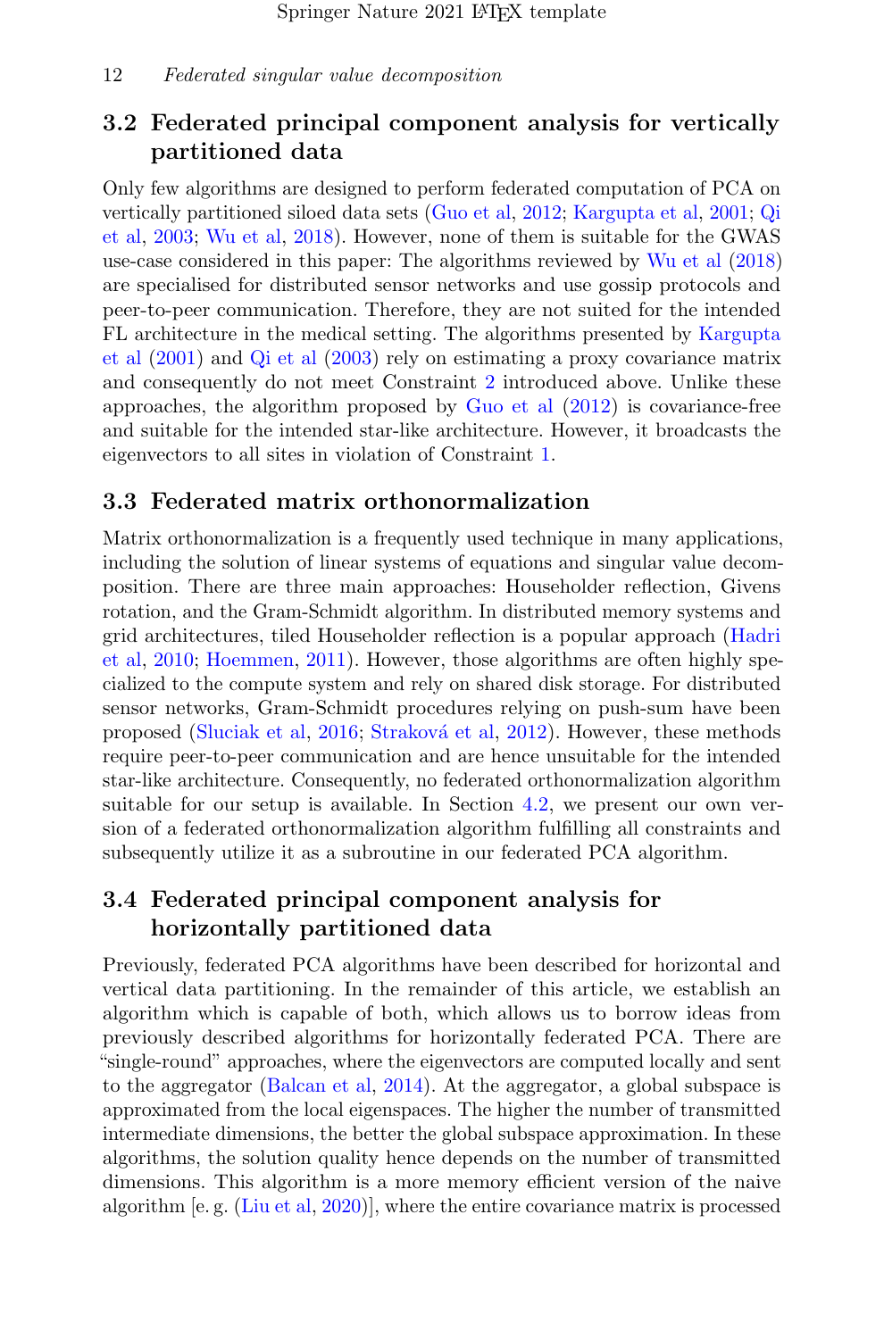## 3.2 Federated principal component analysis for vertically partitioned data

Only few algorithms are designed to perform federated computation of PCA on vertically partitioned siloed data sets (Guo et al, 2012; Kargupta et al, 2001; Qi et al, 2003; Wu et al, 2018). However, none of them is suitable for the GWAS use-case considered in this paper: The algorithms reviewed by Wu et al (2018) are specialised for distributed sensor networks and use gossip protocols and peer-to-peer communication. Therefore, they are not suited for the intended FL architecture in the medical setting. The algorithms presented by Kargupta et al (2001) and Qi et al (2003) rely on estimating a proxy covariance matrix and consequently do not meet Constraint 2 introduced above. Unlike these approaches, the algorithm proposed by Guo et al (2012) is covariance-free and suitable for the intended star-like architecture. However, it broadcasts the eigenvectors to all sites in violation of Constraint 1.

## 3.3 Federated matrix orthonormalization

Matrix orthonormalization is a frequently used technique in many applications, including the solution of linear systems of equations and singular value decomposition. There are three main approaches: Householder reflection, Givens rotation, and the Gram-Schmidt algorithm. In distributed memory systems and grid architectures, tiled Householder reflection is a popular approach (Hadri et al, 2010; Hoemmen, 2011). However, those algorithms are often highly specialized to the compute system and rely on shared disk storage. For distributed sensor networks, Gram-Schmidt procedures relying on push-sum have been proposed (Sluciak et al, 2016; Straková et al, 2012). However, these methods require peer-to-peer communication and are hence unsuitable for the intended star-like architecture. Consequently, no federated orthonormalization algorithm suitable for our setup is available. In Section 4.2, we present our own version of a federated orthonormalization algorithm fulfilling all constraints and subsequently utilize it as a subroutine in our federated PCA algorithm.

## 3.4 Federated principal component analysis for horizontally partitioned data

Previously, federated PCA algorithms have been described for horizontal and vertical data partitioning. In the remainder of this article, we establish an algorithm which is capable of both, which allows us to borrow ideas from previously described algorithms for horizontally federated PCA. There are "single-round" approaches, where the eigenvectors are computed locally and sent to the aggregator (Balcan et al, 2014). At the aggregator, a global subspace is approximated from the local eigenspaces. The higher the number of transmitted intermediate dimensions, the better the global subspace approximation. In these algorithms, the solution quality hence depends on the number of transmitted dimensions. This algorithm is a more memory efficient version of the naive algorithm [e. g. (Liu et al, 2020)], where the entire covariance matrix is processed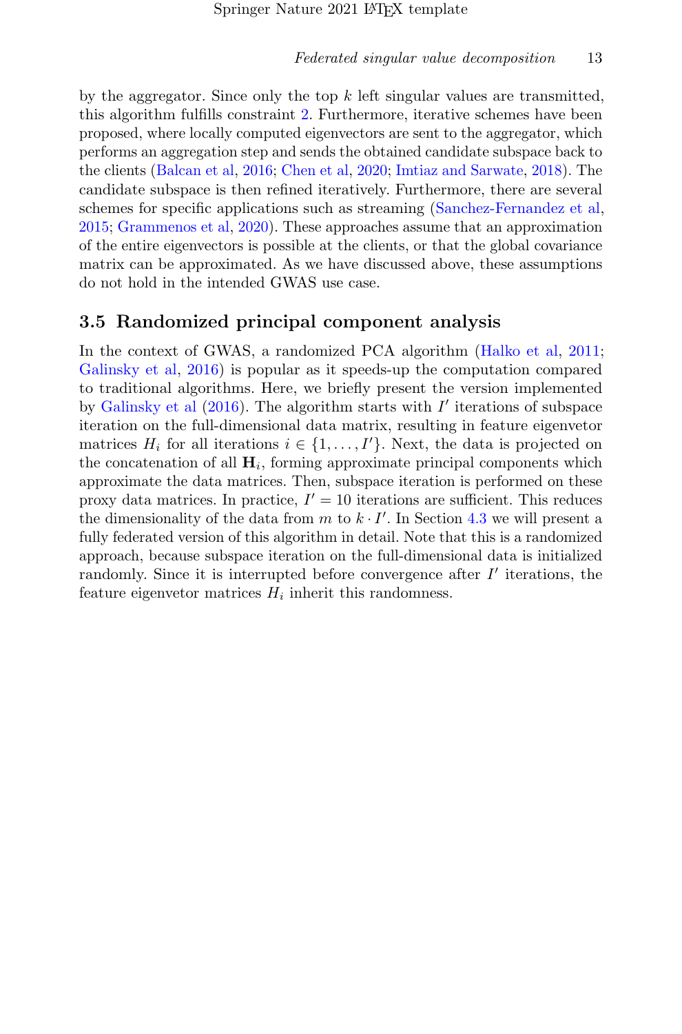by the aggregator. Since only the top $k$ left singular values are transmitted, this algorithm fulfills constraint 2. Furthermore, iterative schemes have been proposed, where locally computed eigenvectors are sent to the aggregator, which performs an aggregation step and sends the obtained candidate subspace back to the clients (Balcan et al, 2016; Chen et al, 2020; Imtiaz and Sarwate, 2018). The candidate subspace is then refined iteratively. Furthermore, there are several schemes for specific applications such as streaming (Sanchez-Fernandez et al, 2015; Grammenos et al, 2020). These approaches assume that an approximation of the entire eigenvectors is possible at the clients, or that the global covariance matrix can be approximated. As we have discussed above, these assumptions do not hold in the intended GWAS use case.

### 3.5 Randomized principal component analysis

In the context of GWAS, a randomized PCA algorithm (Halko et al, 2011; Galinsky et al, 2016) is popular as it speeds-up the computation compared to traditional algorithms. Here, we briefly present the version implemented by Galinsky et al (2016). The algorithm starts with $I'$ iterations of subspace iteration on the full-dimensional data matrix, resulting in feature eigenvetor matrices $H_i$ for all iterations $i \in \{1, \dots, I'\}$. Next, the data is projected on the concatenation of all $\mathbf{H}_i$, forming approximate principal components which approximate the data matrices. Then, subspace iteration is performed on these proxy data matrices. In practice, $I' = 10$ iterations are sufficient. This reduces the dimensionality of the data from $m$ to $k \cdot I'$. In Section 4.3 we will present a fully federated version of this algorithm in detail. Note that this is a randomized approach, because subspace iteration on the full-dimensional data is initialized randomly. Since it is interrupted before convergence after $I'$ iterations, the feature eigenvetor matrices $H_i$ inherit this randomness.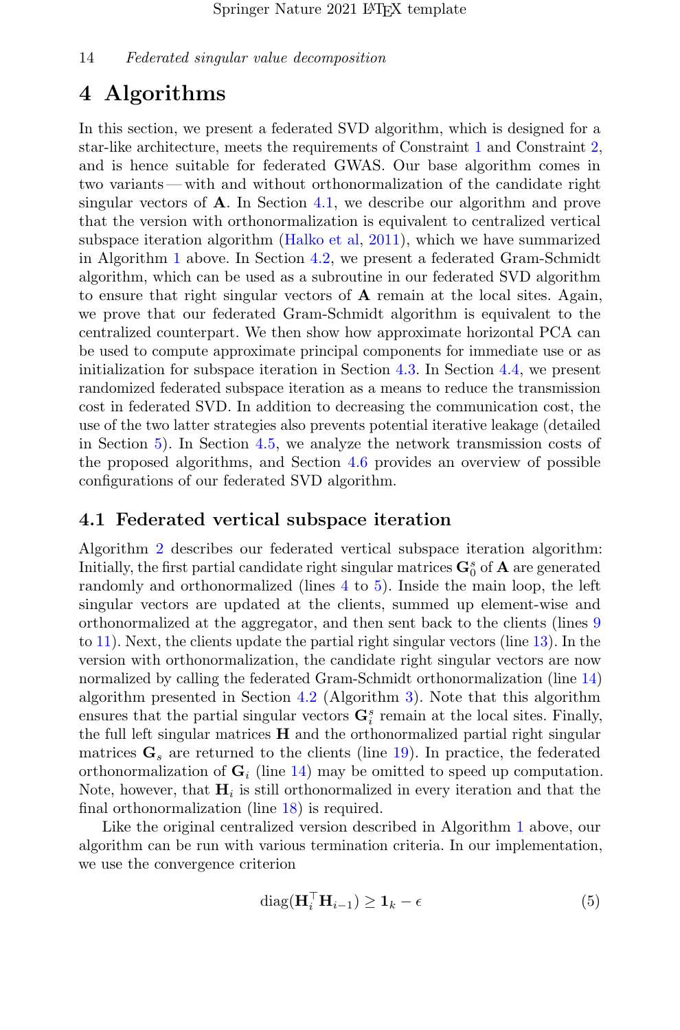# 4 Algorithms

In this section, we present a federated SVD algorithm, which is designed for a star-like architecture, meets the requirements of Constraint 1 and Constraint 2, and is hence suitable for federated GWAS. Our base algorithm comes in two variants — with and without orthonormalization of the candidate right singular vectors of $\mathbf{A}$. In Section 4.1, we describe our algorithm and prove that the version with orthonormalization is equivalent to centralized vertical subspace iteration algorithm (Halko et al, 2011), which we have summarized in Algorithm 1 above. In Section 4.2, we present a federated Gram-Schmidt algorithm, which can be used as a subroutine in our federated SVD algorithm to ensure that right singular vectors of $\mathbf{A}$ remain at the local sites. Again, we prove that our federated Gram-Schmidt algorithm is equivalent to the centralized counterpart. We then show how approximate horizontal PCA can be used to compute approximate principal components for immediate use or as initialization for subspace iteration in Section 4.3. In Section 4.4, we present randomized federated subspace iteration as a means to reduce the transmission cost in federated SVD. In addition to decreasing the communication cost, the use of the two latter strategies also prevents potential iterative leakage (detailed in Section 5). In Section 4.5, we analyze the network transmission costs of the proposed algorithms, and Section 4.6 provides an overview of possible configurations of our federated SVD algorithm.

## 4.1 Federated vertical subspace iteration

Algorithm 2 describes our federated vertical subspace iteration algorithm: Initially, the first partial candidate right singular matrices $\mathbf{G}_0^s$ of $\mathbf{A}$ are generated randomly and orthonormalized (lines 4 to 5). Inside the main loop, the left singular vectors are updated at the clients, summed up element-wise and orthonormalized at the aggregator, and then sent back to the clients (lines 9 to 11). Next, the clients update the partial right singular vectors (line 13). In the version with orthonormalization, the candidate right singular vectors are now normalized by calling the federated Gram-Schmidt orthonormalization (line 14) algorithm presented in Section 4.2 (Algorithm 3). Note that this algorithm ensures that the partial singular vectors $\mathbf{G}_i^s$ remain at the local sites. Finally, the full left singular matrices $\mathbf{H}$ and the orthonormalized partial right singular matrices $\mathbf{G}_s$ are returned to the clients (line 19). In practice, the federated orthonormalization of $\mathbf{G}_i$ (line 14) may be omitted to speed up computation. Note, however, that $\mathbf{H}_i$ is still orthonormalized in every iteration and that the final orthonormalization (line 18) is required.

Like the original centralized version described in Algorithm 1 above, our algorithm can be run with various termination criteria. In our implementation, we use the convergence criterion

$$\operatorname{diag}(\mathbf{H}_i^\top \mathbf{H}_{i-1}) \geq \mathbf{1}_k - \epsilon \tag{5}$$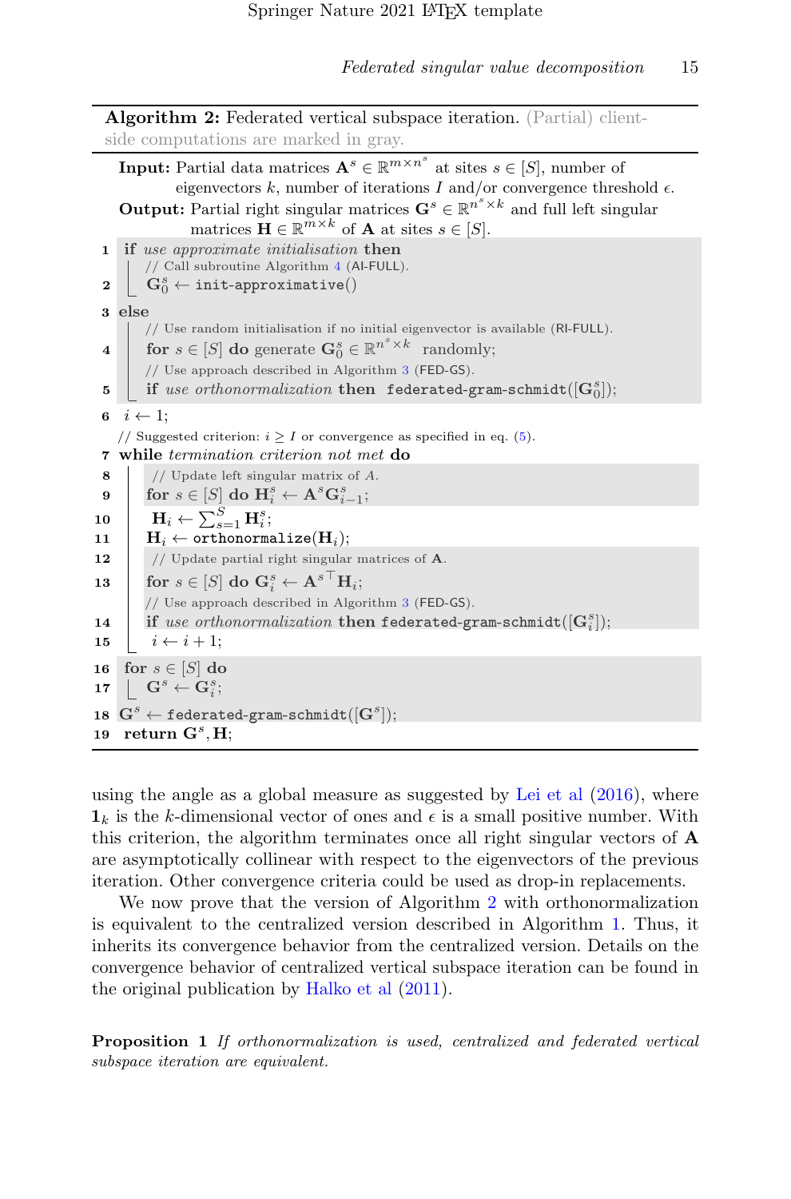**Algorithm 2:** Federated vertical subspace iteration. (Partial) client-side computations are marked in gray.

```
   Input: Partial data matrices A^s ∈ R^{m×n^s} at sites s ∈ [S], number of
          eigenvectors k, number of iterations I and/or convergence threshold ε.
   Output: Partial right singular matrices G^s ∈ R^{n^s×k} and full left singular
           matrices H ∈ R^{m×k} of A at sites s ∈ [S].
 1 if use approximate initialisation then
       // Call subroutine Algorithm 4 (AI-FULL).
 2     G^s_0 ← init-approximative()
 3 else
       // Use random initialisation if no initial eigenvector is available (RI-FULL).
 4     for s ∈ [S] do generate G^s_0 ∈ R^{n^s×k} randomly;
       // Use approach described in Algorithm 3 (FED-GS).
 5     if use orthonormalization then federated-gram-schmidt([G^s_0]);
 6 i ← 1;
   // Suggested criterion: i ≥ I or convergence as specified in eq. (5).
 7 while termination criterion not met do
 8     // Update left singular matrix of A.
 9     for s ∈ [S] do H^s_i ← A^s G^s_{i-1};
10     H_i ← Σ_{s=1}^{S} H^s_i;
11     H_i ← orthonormalize(H_i);
12     // Update partial right singular matrices of A.
13     for s ∈ [S] do G^s_i ← A^{s⊤} H_i;
       // Use approach described in Algorithm 3 (FED-GS).
14     if use orthonormalization then federated-gram-schmidt([G^s_i]);
15     i ← i + 1;
16 for s ∈ [S] do
17     G^s ← G^s_i;
18 G^s ← federated-gram-schmidt([G^s]);
19 return G^s, H;
```

using the angle as a global measure as suggested by Lei et al (2016), where $\mathbf{1}_k$ is the $k$-dimensional vector of ones and $\epsilon$ is a small positive number. With this criterion, the algorithm terminates once all right singular vectors of $\mathbf{A}$ are asymptotically collinear with respect to the eigenvectors of the previous iteration. Other convergence criteria could be used as drop-in replacements.

We now prove that the version of Algorithm 2 with orthonormalization is equivalent to the centralized version described in Algorithm 1. Thus, it inherits its convergence behavior from the centralized version. Details on the convergence behavior of centralized vertical subspace iteration can be found in the original publication by Halko et al (2011).

**Proposition 1** *If orthonormalization is used, centralized and federated vertical subspace iteration are equivalent.*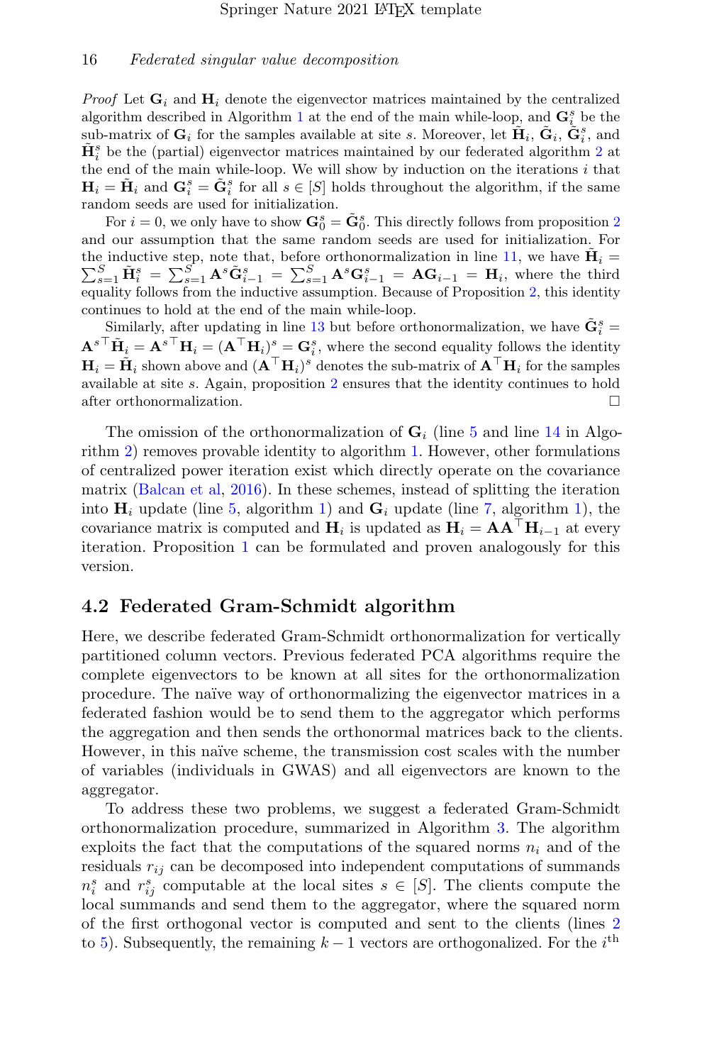*Proof* Let $\mathbf{G}_i$ and $\mathbf{H}_i$ denote the eigenvector matrices maintained by the centralized algorithm described in Algorithm 1 at the end of the main while-loop, and $\mathbf{G}_i^s$ be the sub-matrix of $\mathbf{G}_i$ for the samples available at site $s$. Moreover, let $\tilde{\mathbf{H}}_i$, $\tilde{\mathbf{G}}_i$, $\tilde{\mathbf{G}}_i^s$, and $\tilde{\mathbf{H}}_i^s$ be the (partial) eigenvector matrices maintained by our federated algorithm 2 at the end of the main while-loop. We will show by induction on the iterations $i$ that $\mathbf{H}_i = \tilde{\mathbf{H}}_i$ and $\mathbf{G}_i^s = \tilde{\mathbf{G}}_i^s$ for all $s \in [S]$ holds throughout the algorithm, if the same random seeds are used for initialization.

For $i = 0$, we only have to show $\mathbf{G}_0^s = \tilde{\mathbf{G}}_0^s$. This directly follows from proposition 2 and our assumption that the same random seeds are used for initialization. For the inductive step, note that, before orthonormalization in line 11, we have $\tilde{\mathbf{H}}_i = \sum_{s=1}^{S} \tilde{\mathbf{H}}_i^s = \sum_{s=1}^{S} \mathbf{A}^s \tilde{\mathbf{G}}_{i-1}^s = \sum_{s=1}^{S} \mathbf{A}^s \mathbf{G}_{i-1}^s = \mathbf{A}\mathbf{G}_{i-1} = \mathbf{H}_i$, where the third equality follows from the inductive assumption. Because of Proposition 2, this identity continues to hold at the end of the main while-loop.

Similarly, after updating in line 13 but before orthonormalization, we have $\tilde{\mathbf{G}}_i^s = \mathbf{A}^{s\top}\tilde{\mathbf{H}}_i = \mathbf{A}^{s\top}\mathbf{H}_i = (\mathbf{A}^\top \mathbf{H}_i)^s = \mathbf{G}_i^s$, where the second equality follows the identity $\mathbf{H}_i = \tilde{\mathbf{H}}_i$ shown above and $(\mathbf{A}^\top \mathbf{H}_i)^s$ denotes the sub-matrix of $\mathbf{A}^\top \mathbf{H}_i$ for the samples available at site $s$. Again, proposition 2 ensures that the identity continues to hold after orthonormalization. □

The omission of the orthonormalization of $\mathbf{G}_i$ (line 5 and line 14 in Algorithm 2) removes provable identity to algorithm 1. However, other formulations of centralized power iteration exist which directly operate on the covariance matrix (Balcan et al, 2016). In these schemes, instead of splitting the iteration into $\mathbf{H}_i$ update (line 5, algorithm 1) and $\mathbf{G}_i$ update (line 7, algorithm 1), the covariance matrix is computed and $\mathbf{H}_i$ is updated as $\mathbf{H}_i = \mathbf{A}\mathbf{A}^\top \mathbf{H}_{i-1}$ at every iteration. Proposition 1 can be formulated and proven analogously for this version.

## 4.2 Federated Gram-Schmidt algorithm

Here, we describe federated Gram-Schmidt orthonormalization for vertically partitioned column vectors. Previous federated PCA algorithms require the complete eigenvectors to be known at all sites for the orthonormalization procedure. The naïve way of orthonormalizing the eigenvector matrices in a federated fashion would be to send them to the aggregator which performs the aggregation and then sends the orthonormal matrices back to the clients. However, in this naïve scheme, the transmission cost scales with the number of variables (individuals in GWAS) and all eigenvectors are known to the aggregator.

To address these two problems, we suggest a federated Gram-Schmidt orthonormalization procedure, summarized in Algorithm 3. The algorithm exploits the fact that the computations of the squared norms $n_i$ and of the residuals $r_{ij}$ can be decomposed into independent computations of summands $n_i^s$ and $r_{ij}^s$ computable at the local sites $s \in [S]$. The clients compute the local summands and send them to the aggregator, where the squared norm of the first orthogonal vector is computed and sent to the clients (lines 2 to 5). Subsequently, the remaining $k-1$ vectors are orthogonalized. For the $i^{\text{th}}$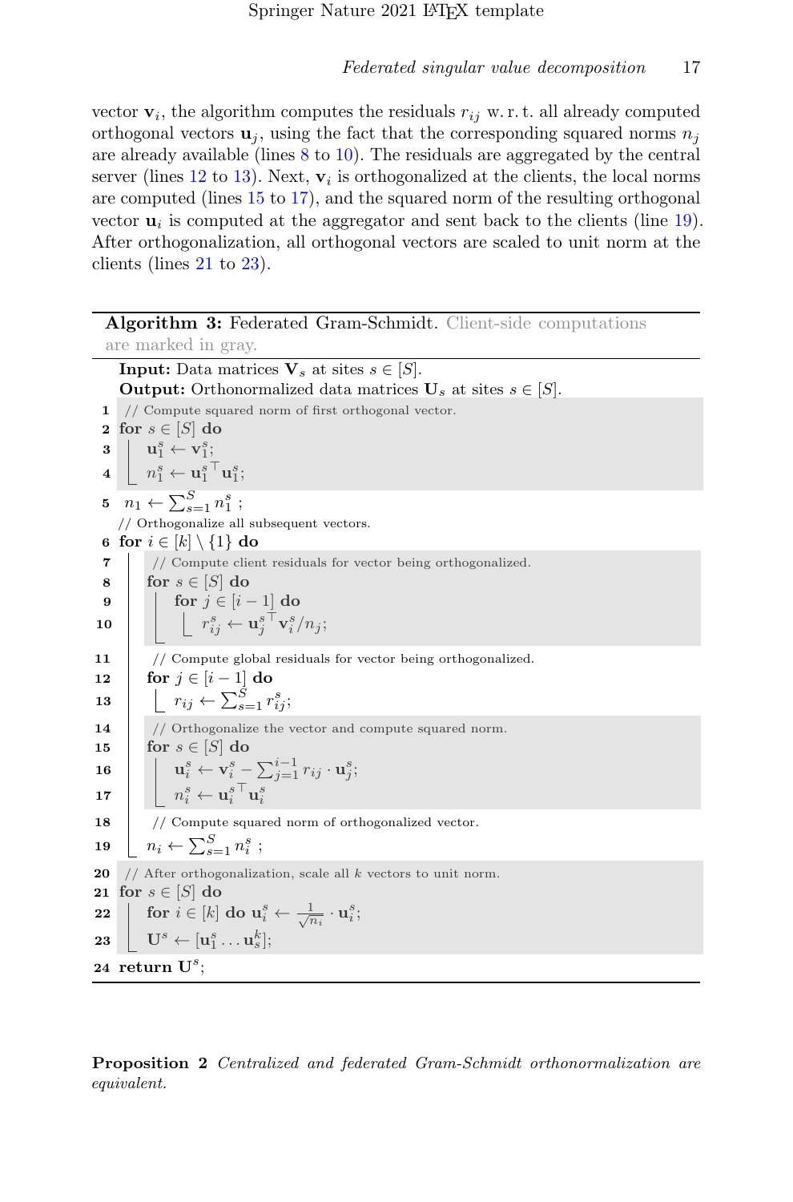vector $\mathbf{v}_i$, the algorithm computes the residuals $r_{ij}$ w. r. t. all already computed orthogonal vectors $\mathbf{u}_j$, using the fact that the corresponding squared norms $n_j$ are already available (lines 8 to 10). The residuals are aggregated by the central server (lines 12 to 13). Next, $\mathbf{v}_i$ is orthogonalized at the clients, the local norms are computed (lines 15 to 17), and the squared norm of the resulting orthogonal vector $\mathbf{u}_i$ is computed at the aggregator and sent back to the clients (line 19). After orthogonalization, all orthogonal vectors are scaled to unit norm at the clients (lines 21 to 23).

**Algorithm 3:** Federated Gram-Schmidt. Client-side computations are marked in gray.

**Input:** Data matrices $\mathbf{V}_s$ at sites $s \in [S]$.
**Output:** Orthonormalized data matrices $\mathbf{U}_s$ at sites $s \in [S]$.

```
1  // Compute squared norm of first orthogonal vector.
2  for s ∈ [S] do
3  |   u_1^s ← v_1^s;
4  |   n_1^s ← u_1^s⊤ u_1^s;
5  n_1 ← Σ_{s=1}^S n_1^s ;
   // Orthogonalize all subsequent vectors.
6  for i ∈ [k] \ {1} do
7  |   // Compute client residuals for vector being orthogonalized.
8  |   for s ∈ [S] do
9  |   |   for j ∈ [i − 1] do
10 |   |   |   r_ij^s ← u_j^s⊤ v_i^s / n_j;
11 |   // Compute global residuals for vector being orthogonalized.
12 |   for j ∈ [i − 1] do
13 |   |   r_ij ← Σ_{s=1}^S r_ij^s;
14 |   // Orthogonalize the vector and compute squared norm.
15 |   for s ∈ [S] do
16 |   |   u_i^s ← v_i^s − Σ_{j=1}^{i−1} r_ij · u_j^s;
17 |   |   n_i^s ← u_i^s⊤ u_i^s
18 |   // Compute squared norm of orthogonalized vector.
19 |   n_i ← Σ_{s=1}^S n_i^s ;
20 // After orthogonalization, scale all k vectors to unit norm.
21 for s ∈ [S] do
22 |   for i ∈ [k] do u_i^s ← (1/√n_i) · u_i^s;
23 |   U^s ← [u_1^s ... u_s^k];
24 return U^s;
```

**Proposition 2** *Centralized and federated Gram-Schmidt orthonormalization are equivalent.*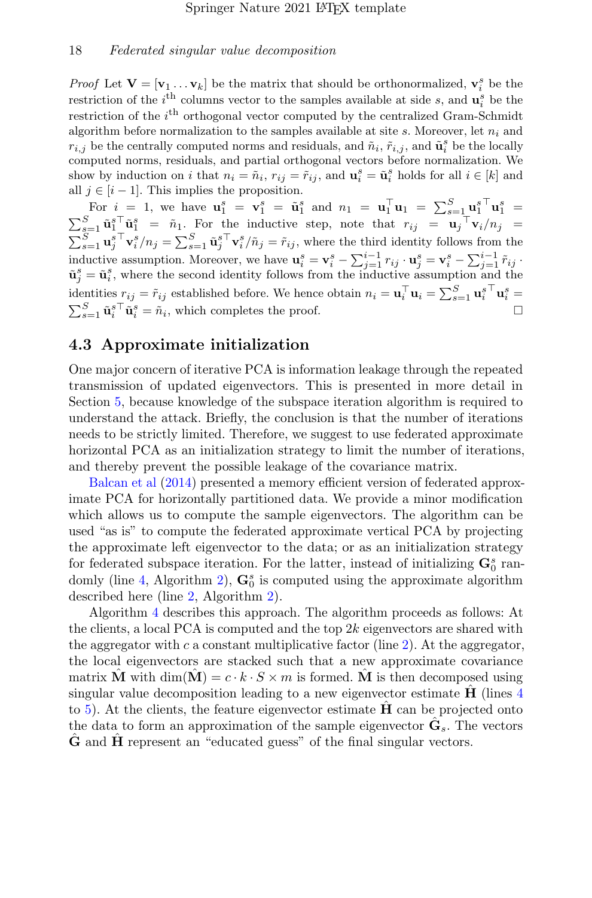*Proof* Let $\mathbf{V} = [\mathbf{v}_1 \dots \mathbf{v}_k]$ be the matrix that should be orthonormalized, $\mathbf{v}_i^s$ be the restriction of the $i^{\text{th}}$ columns vector to the samples available at side $s$, and $\mathbf{u}_i^s$ be the restriction of the $i^{\text{th}}$ orthogonal vector computed by the centralized Gram-Schmidt algorithm before normalization to the samples available at site $s$. Moreover, let $n_i$ and $r_{i,j}$ be the centrally computed norms and residuals, and $\tilde{n}_i$, $\tilde{r}_{i,j}$, and $\tilde{\mathbf{u}}_i^s$ be the locally computed norms, residuals, and partial orthogonal vectors before normalization. We show by induction on $i$ that $n_i = \tilde{n}_i$, $r_{ij} = \tilde{r}_{ij}$, and $\mathbf{u}_i^s = \tilde{\mathbf{u}}_i^s$ holds for all $i \in [k]$ and all $j \in [i-1]$. This implies the proposition.

For $i = 1$, we have $\mathbf{u}_1^s = \mathbf{v}_1^s = \tilde{\mathbf{u}}_1^s$ and $n_1 = \mathbf{u}_1^\top \mathbf{u}_1 = \sum_{s=1}^{S} \mathbf{u}_1^{s\top} \mathbf{u}_1^s = \sum_{s=1}^{S} \tilde{\mathbf{u}}_1^{s\top} \tilde{\mathbf{u}}_1^s = \tilde{n}_1$. For the inductive step, note that $r_{ij} = \mathbf{u}_j^\top \mathbf{v}_i / n_j = \sum_{s=1}^{S} \mathbf{u}_j^{s\top} \mathbf{v}_i^s / n_j = \sum_{s=1}^{S} \tilde{\mathbf{u}}_j^{s\top} \mathbf{v}_i^s / \tilde{n}_j = \tilde{r}_{ij}$, where the third identity follows from the inductive assumption. Moreover, we have $\mathbf{u}_i^s = \mathbf{v}_i^s - \sum_{j=1}^{i-1} r_{ij} \cdot \mathbf{u}_j^s = \mathbf{v}_i^s - \sum_{j=1}^{i-1} \tilde{r}_{ij} \cdot \tilde{\mathbf{u}}_j^s = \tilde{\mathbf{u}}_i^s$, where the second identity follows from the inductive assumption and the identities $r_{ij} = \tilde{r}_{ij}$ established before. We hence obtain $n_i = \mathbf{u}_i^\top \mathbf{u}_i = \sum_{s=1}^{S} \mathbf{u}_i^{s\top} \mathbf{u}_i^s = \sum_{s=1}^{S} \tilde{\mathbf{u}}_i^{s\top} \tilde{\mathbf{u}}_i^s = \tilde{n}_i$, which completes the proof. □

## 4.3 Approximate initialization

One major concern of iterative PCA is information leakage through the repeated transmission of updated eigenvectors. This is presented in more detail in Section 5, because knowledge of the subspace iteration algorithm is required to understand the attack. Briefly, the conclusion is that the number of iterations needs to be strictly limited. Therefore, we suggest to use federated approximate horizontal PCA as an initialization strategy to limit the number of iterations, and thereby prevent the possible leakage of the covariance matrix.

Balcan et al (2014) presented a memory efficient version of federated approximate PCA for horizontally partitioned data. We provide a minor modification which allows us to compute the sample eigenvectors. The algorithm can be used "as is" to compute the federated approximate vertical PCA by projecting the approximate left eigenvector to the data; or as an initialization strategy for federated subspace iteration. For the latter, instead of initializing $\mathbf{G}_0^s$ randomly (line 4, Algorithm 2), $\mathbf{G}_0^s$ is computed using the approximate algorithm described here (line 2, Algorithm 2).

Algorithm 4 describes this approach. The algorithm proceeds as follows: At the clients, a local PCA is computed and the top $2k$ eigenvectors are shared with the aggregator with $c$ a constant multiplicative factor (line 2). At the aggregator, the local eigenvectors are stacked such that a new approximate covariance matrix $\hat{\mathbf{M}}$ with $\dim(\hat{\mathbf{M}}) = c \cdot k \cdot S \times m$ is formed. $\hat{\mathbf{M}}$ is then decomposed using singular value decomposition leading to a new eigenvector estimate $\hat{\mathbf{H}}$ (lines 4 to 5). At the clients, the feature eigenvector estimate $\hat{\mathbf{H}}$ can be projected onto the data to form an approximation of the sample eigenvector $\hat{\mathbf{G}}_s$. The vectors $\hat{\mathbf{G}}$ and $\hat{\mathbf{H}}$ represent an "educated guess" of the final singular vectors.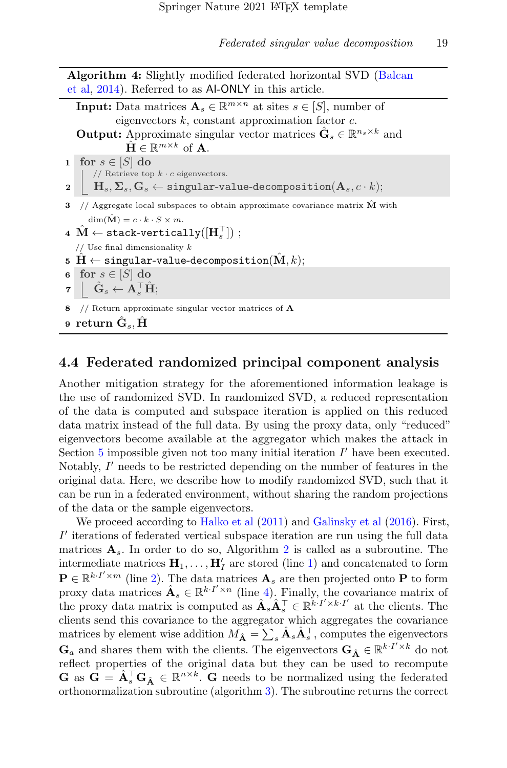**Algorithm 4:** Slightly modified federated horizontal SVD (Balcan et al, 2014). Referred to as AI-ONLY in this article.

**Input:** Data matrices $\mathbf{A}_s \in \mathbb{R}^{m \times n}$ at sites $s \in [S]$, number of eigenvectors $k$, constant approximation factor $c$.
**Output:** Approximate singular vector matrices $\hat{\mathbf{G}}_s \in \mathbb{R}^{n_s \times k}$ and $\hat{\mathbf{H}} \in \mathbb{R}^{m \times k}$ of $\mathbf{A}$.

```
1  for s ∈ [S] do
       // Retrieve top k · c eigenvectors.
2      H_s, Σ_s, G_s ← singular-value-decomposition(A_s, c · k);
3  // Aggregate local subspaces to obtain approximate covariance matrix M̂ with
       dim(M̂) = c · k · S × m.
4  M̂ ← stack-vertically([H_s^⊤]) ;
   // Use final dimensionality k
5  Ĥ ← singular-value-decomposition(M̂, k);
6  for s ∈ [S] do
7      Ĝ_s ← A_s^⊤ Ĥ;
8  // Return approximate singular vector matrices of A
9  return Ĝ_s, Ĥ
```

## 4.4 Federated randomized principal component analysis

Another mitigation strategy for the aforementioned information leakage is the use of randomized SVD. In randomized SVD, a reduced representation of the data is computed and subspace iteration is applied on this reduced data matrix instead of the full data. By using the proxy data, only "reduced" eigenvectors become available at the aggregator which makes the attack in Section 5 impossible given not too many initial iteration $I'$ have been executed. Notably, $I'$ needs to be restricted depending on the number of features in the original data. Here, we describe how to modify randomized SVD, such that it can be run in a federated environment, without sharing the random projections of the data or the sample eigenvectors.

We proceed according to Halko et al (2011) and Galinsky et al (2016). First, $I'$ iterations of federated vertical subspace iteration are run using the full data matrices $\mathbf{A}_s$. In order to do so, Algorithm 2 is called as a subroutine. The intermediate matrices $\mathbf{H}_1, \ldots, \mathbf{H}'_I$ are stored (line 1) and concatenated to form $\mathbf{P} \in \mathbb{R}^{k \cdot I' \times m}$ (line 2). The data matrices $\mathbf{A}_s$ are then projected onto $\mathbf{P}$ to form proxy data matrices $\hat{\mathbf{A}}_s \in \mathbb{R}^{k \cdot I' \times n}$ (line 4). Finally, the covariance matrix of the proxy data matrix is computed as $\hat{\mathbf{A}}_s \hat{\mathbf{A}}_s^\top \in \mathbb{R}^{k \cdot I' \times k \cdot I'}$ at the clients. The clients send this covariance to the aggregator which aggregates the covariance matrices by element wise addition $M_{\hat{\mathbf{A}}} = \sum_s \hat{\mathbf{A}}_s \hat{\mathbf{A}}_s^\top$, computes the eigenvectors $\mathbf{G}_a$ and shares them with the clients. The eigenvectors $\mathbf{G}_{\hat{\mathbf{A}}} \in \mathbb{R}^{k \cdot I' \times k}$ do not reflect properties of the original data but they can be used to recompute $\mathbf{G}$ as $\mathbf{G} = \hat{\mathbf{A}}_s^\top \mathbf{G}_{\hat{\mathbf{A}}} \in \mathbb{R}^{n \times k}$. $\mathbf{G}$ needs to be normalized using the federated orthonormalization subroutine (algorithm 3). The subroutine returns the correct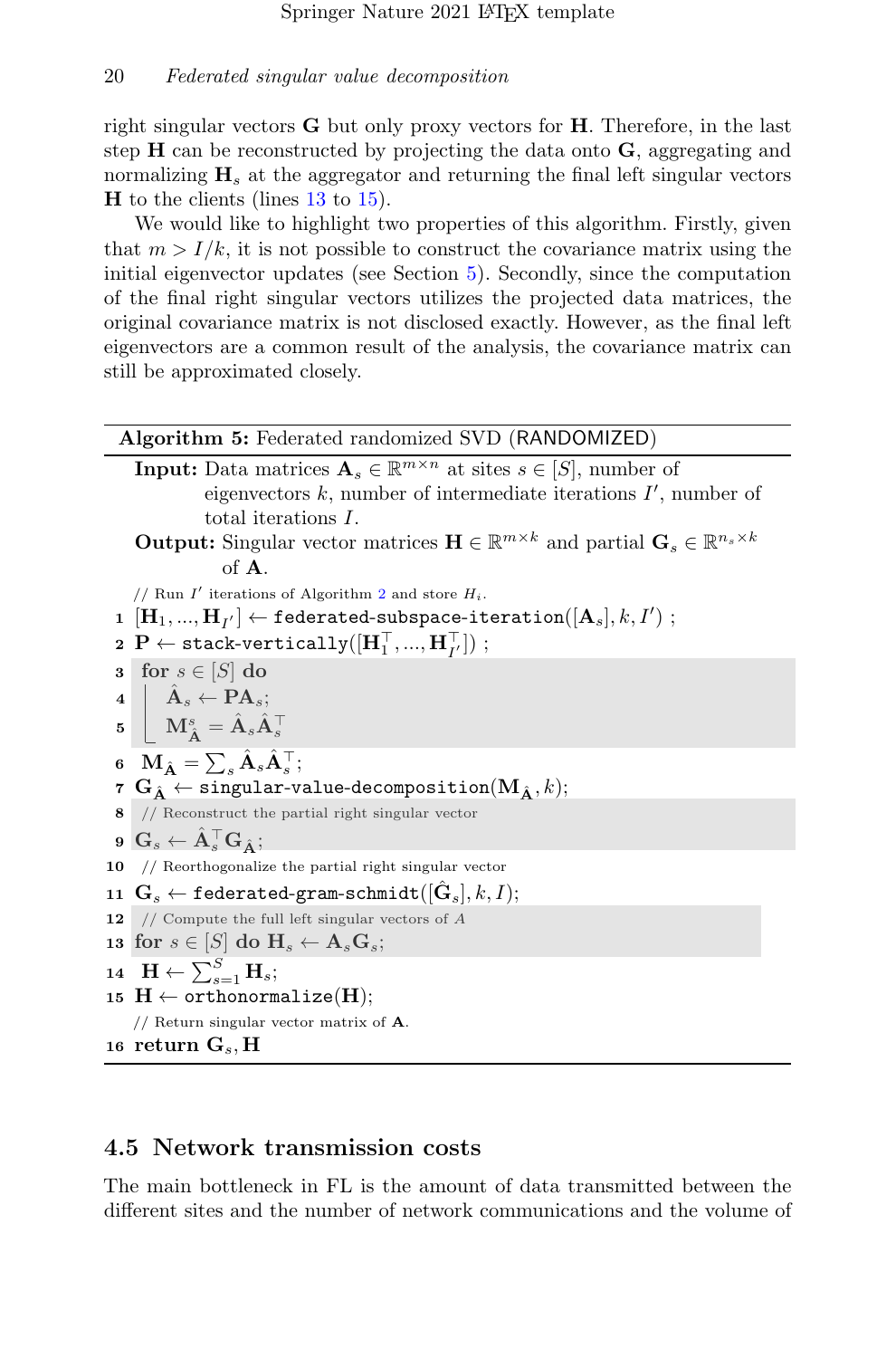right singular vectors $\mathbf{G}$ but only proxy vectors for $\mathbf{H}$. Therefore, in the last step $\mathbf{H}$ can be reconstructed by projecting the data onto $\mathbf{G}$, aggregating and normalizing $\mathbf{H}_s$ at the aggregator and returning the final left singular vectors $\mathbf{H}$ to the clients (lines 13 to 15).

We would like to highlight two properties of this algorithm. Firstly, given that $m > I/k$, it is not possible to construct the covariance matrix using the initial eigenvector updates (see Section 5). Secondly, since the computation of the final right singular vectors utilizes the projected data matrices, the original covariance matrix is not disclosed exactly. However, as the final left eigenvectors are a common result of the analysis, the covariance matrix can still be approximated closely.

**Algorithm 5:** Federated randomized SVD (RANDOMIZED)

```
Input: Data matrices A_s ∈ R^{m×n} at sites s ∈ [S], number of
       eigenvectors k, number of intermediate iterations I', number of
       total iterations I.
Output: Singular vector matrices H ∈ R^{m×k} and partial G_s ∈ R^{n_s×k}
        of A.
   // Run I' iterations of Algorithm 2 and store H_i.
1  [H_1, ..., H_{I'}] ← federated-subspace-iteration([A_s], k, I') ;
2  P ← stack-vertically([H_1^T, ..., H_{I'}^T]) ;
3  for s ∈ [S] do
4      Â_s ← P A_s;
5      M^s_Â = Â_s Â_s^T
6  M_Â = Σ_s Â_s Â_s^T;
7  G_Â ← singular-value-decomposition(M_Â, k);
8  // Reconstruct the partial right singular vector
9  G_s ← Â_s^T G_Â;
10 // Reorthogonalize the partial right singular vector
11 G_s ← federated-gram-schmidt([Ĝ_s], k, I);
12 // Compute the full left singular vectors of A
13 for s ∈ [S] do H_s ← A_s G_s;
14 H ← Σ_{s=1}^{S} H_s;
15 H ← orthonormalize(H);
   // Return singular vector matrix of A.
16 return G_s, H
```

## 4.5 Network transmission costs

The main bottleneck in FL is the amount of data transmitted between the different sites and the number of network communications and the volume of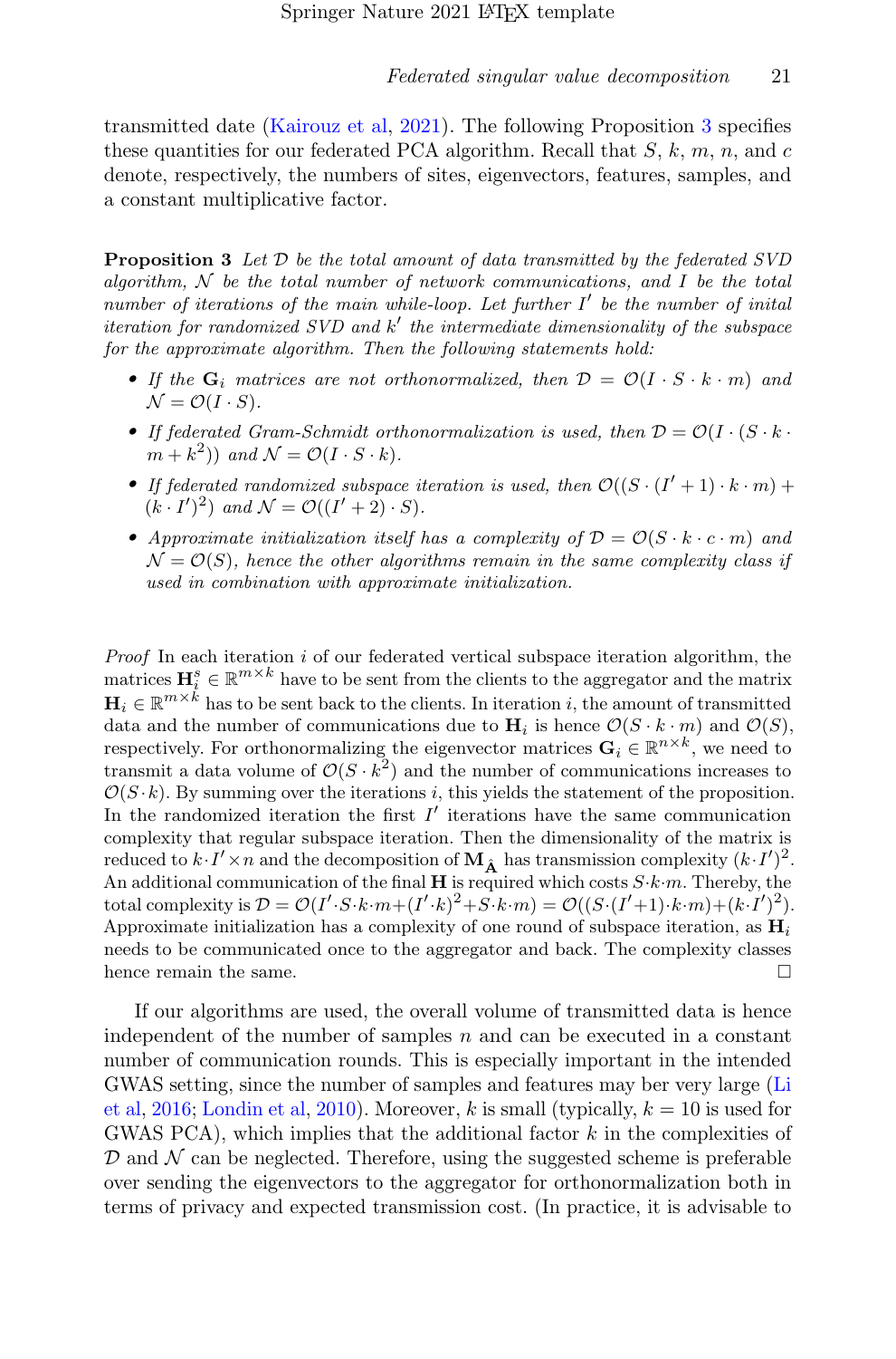transmitted date (Kairouz et al, 2021). The following Proposition 3 specifies these quantities for our federated PCA algorithm. Recall that $S$, $k$, $m$, $n$, and $c$ denote, respectively, the numbers of sites, eigenvectors, features, samples, and a constant multiplicative factor.

**Proposition 3** *Let $\mathcal{D}$ be the total amount of data transmitted by the federated SVD algorithm, $\mathcal{N}$ be the total number of network communications, and $I$ be the total number of iterations of the main while-loop. Let further $I'$ be the number of inital iteration for randomized SVD and $k'$ the intermediate dimensionality of the subspace for the approximate algorithm. Then the following statements hold:*

- *If the $\mathbf{G}_i$ matrices are not orthonormalized, then $\mathcal{D} = \mathcal{O}(I \cdot S \cdot k \cdot m)$ and $\mathcal{N} = \mathcal{O}(I \cdot S)$.*
- *If federated Gram-Schmidt orthonormalization is used, then $\mathcal{D} = \mathcal{O}(I \cdot (S \cdot k \cdot m + k^2))$ and $\mathcal{N} = \mathcal{O}(I \cdot S \cdot k)$.*
- *If federated randomized subspace iteration is used, then $\mathcal{O}((S \cdot (I' + 1) \cdot k \cdot m) + (k \cdot I')^2)$ and $\mathcal{N} = \mathcal{O}((I' + 2) \cdot S)$.*
- *Approximate initialization itself has a complexity of $\mathcal{D} = \mathcal{O}(S \cdot k \cdot c \cdot m)$ and $\mathcal{N} = \mathcal{O}(S)$, hence the other algorithms remain in the same complexity class if used in combination with approximate initialization.*

*Proof* In each iteration $i$ of our federated vertical subspace iteration algorithm, the matrices $\mathbf{H}_i^s \in \mathbb{R}^{m \times k}$ have to be sent from the clients to the aggregator and the matrix $\mathbf{H}_i \in \mathbb{R}^{m \times k}$ has to be sent back to the clients. In iteration $i$, the amount of transmitted data and the number of communications due to $\mathbf{H}_i$ is hence $\mathcal{O}(S \cdot k \cdot m)$ and $\mathcal{O}(S)$, respectively. For orthonormalizing the eigenvector matrices $\mathbf{G}_i \in \mathbb{R}^{n \times k}$, we need to transmit a data volume of $\mathcal{O}(S \cdot k^2)$ and the number of communications increases to $\mathcal{O}(S \cdot k)$. By summing over the iterations $i$, this yields the statement of the proposition. In the randomized iteration the first $I'$ iterations have the same communication complexity that regular subspace iteration. Then the dimensionality of the matrix is reduced to $k \cdot I' \times n$ and the decomposition of $\mathbf{M}_{\hat{\mathbf{A}}}$ has transmission complexity $(k \cdot I')^2$. An additional communication of the final $\mathbf{H}$ is required which costs $S \cdot k \cdot m$. Thereby, the total complexity is $\mathcal{D} = \mathcal{O}(I' \cdot S \cdot k \cdot m + (I' \cdot k)^2 + S \cdot k \cdot m) = \mathcal{O}((S \cdot (I' + 1) \cdot k \cdot m) + (k \cdot I')^2)$. Approximate initialization has a complexity of one round of subspace iteration, as $\mathbf{H}_i$ needs to be communicated once to the aggregator and back. The complexity classes hence remain the same. □

If our algorithms are used, the overall volume of transmitted data is hence independent of the number of samples $n$ and can be executed in a constant number of communication rounds. This is especially important in the intended GWAS setting, since the number of samples and features may ber very large (Li et al, 2016; Londin et al, 2010). Moreover, $k$ is small (typically, $k = 10$ is used for GWAS PCA), which implies that the additional factor $k$ in the complexities of $\mathcal{D}$ and $\mathcal{N}$ can be neglected. Therefore, using the suggested scheme is preferable over sending the eigenvectors to the aggregator for orthonormalization both in terms of privacy and expected transmission cost. (In practice, it is advisable to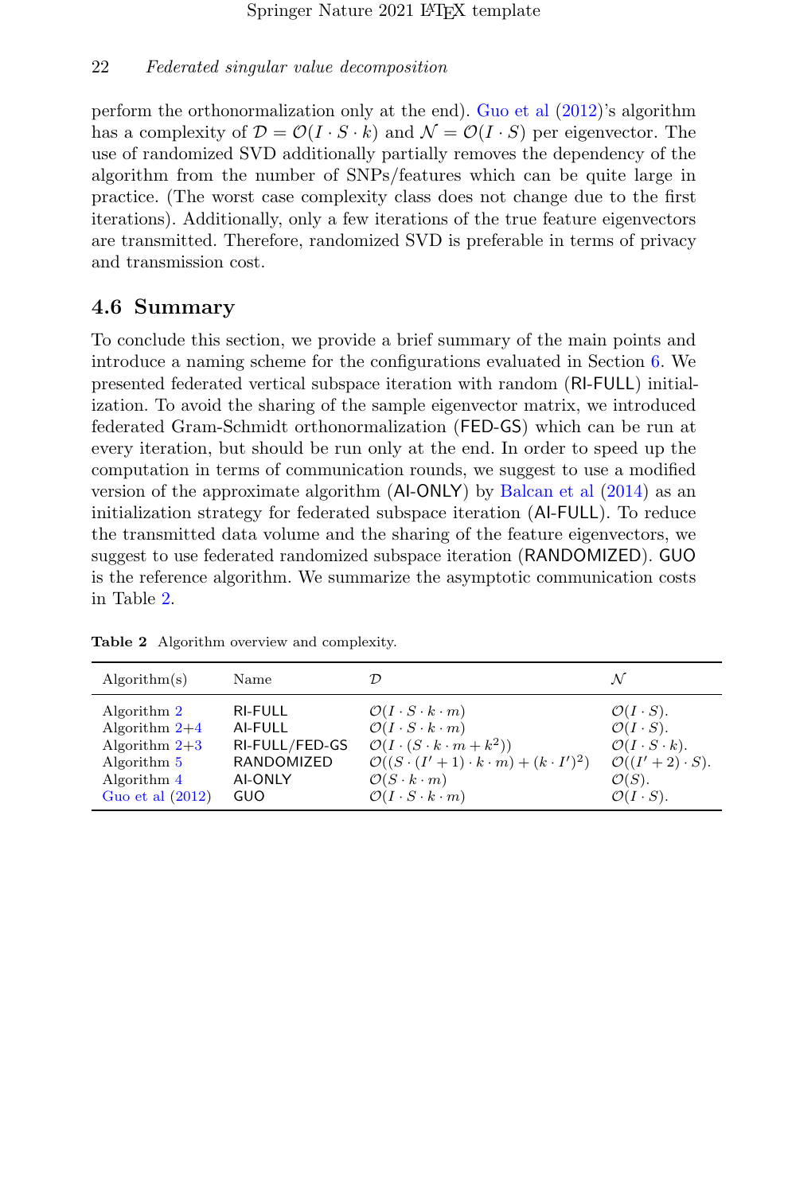perform the orthonormalization only at the end). Guo et al (2012)'s algorithm has a complexity of $\mathcal{D} = \mathcal{O}(I \cdot S \cdot k)$ and $\mathcal{N} = \mathcal{O}(I \cdot S)$ per eigenvector. The use of randomized SVD additionally partially removes the dependency of the algorithm from the number of SNPs/features which can be quite large in practice. (The worst case complexity class does not change due to the first iterations). Additionally, only a few iterations of the true feature eigenvectors are transmitted. Therefore, randomized SVD is preferable in terms of privacy and transmission cost.

## 4.6 Summary

To conclude this section, we provide a brief summary of the main points and introduce a naming scheme for the configurations evaluated in Section 6. We presented federated vertical subspace iteration with random (RI-FULL) initialization. To avoid the sharing of the sample eigenvector matrix, we introduced federated Gram-Schmidt orthonormalization (FED-GS) which can be run at every iteration, but should be run only at the end. In order to speed up the computation in terms of communication rounds, we suggest to use a modified version of the approximate algorithm (AI-ONLY) by Balcan et al (2014) as an initialization strategy for federated subspace iteration (AI-FULL). To reduce the transmitted data volume and the sharing of the feature eigenvectors, we suggest to use federated randomized subspace iteration (RANDOMIZED). GUO is the reference algorithm. We summarize the asymptotic communication costs in Table 2.

**Table 2** Algorithm overview and complexity.

| Algorithm(s) | Name | $\mathcal{D}$ | $\mathcal{N}$ |
|---|---|---|---|
| Algorithm 2 | RI-FULL | $\mathcal{O}(I \cdot S \cdot k \cdot m)$ | $\mathcal{O}(I \cdot S)$. |
| Algorithm 2+4 | AI-FULL | $\mathcal{O}(I \cdot S \cdot k \cdot m)$ | $\mathcal{O}(I \cdot S)$. |
| Algorithm 2+3 | RI-FULL/FED-GS | $\mathcal{O}(I \cdot (S \cdot k \cdot m + k^2))$ | $\mathcal{O}(I \cdot S \cdot k)$. |
| Algorithm 5 | RANDOMIZED | $\mathcal{O}((S \cdot (I'+1) \cdot k \cdot m) + (k \cdot I')^2)$ | $\mathcal{O}((I'+2) \cdot S)$. |
| Algorithm 4 | AI-ONLY | $\mathcal{O}(S \cdot k \cdot m)$ | $\mathcal{O}(S)$. |
| Guo et al (2012) | GUO | $\mathcal{O}(I \cdot S \cdot k \cdot m)$ | $\mathcal{O}(I \cdot S)$. |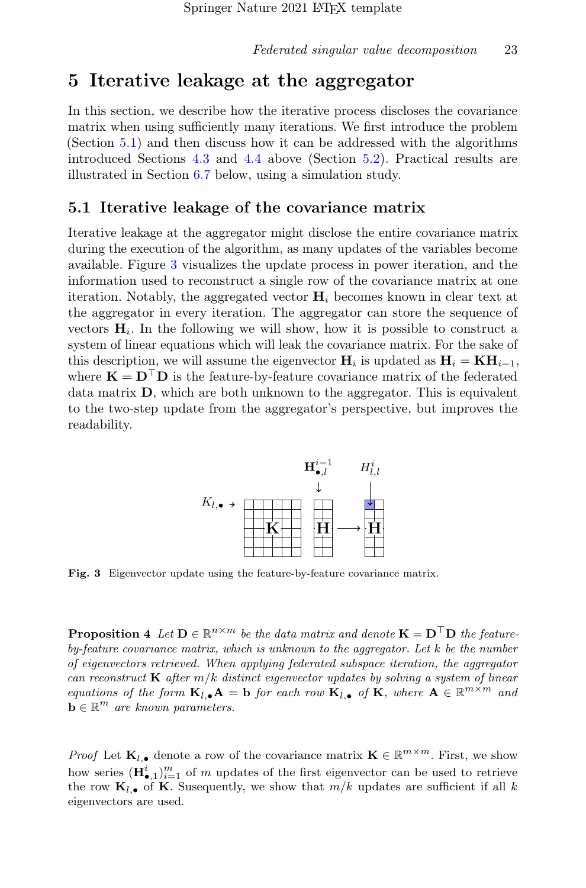# 5 Iterative leakage at the aggregator

In this section, we describe how the iterative process discloses the covariance matrix when using sufficiently many iterations. We first introduce the problem (Section 5.1) and then discuss how it can be addressed with the algorithms introduced Sections 4.3 and 4.4 above (Section 5.2). Practical results are illustrated in Section 6.7 below, using a simulation study.

## 5.1 Iterative leakage of the covariance matrix

Iterative leakage at the aggregator might disclose the entire covariance matrix during the execution of the algorithm, as many updates of the variables become available. Figure 3 visualizes the update process in power iteration, and the information used to reconstruct a single row of the covariance matrix at one iteration. Notably, the aggregated vector $\mathbf{H}_i$ becomes known in clear text at the aggregator in every iteration. The aggregator can store the sequence of vectors $\mathbf{H}_i$. In the following we will show, how it is possible to construct a system of linear equations which will leak the covariance matrix. For the sake of this description, we will assume the eigenvector $\mathbf{H}_i$ is updated as $\mathbf{H}_i = \mathbf{K}\mathbf{H}_{i-1}$, where $\mathbf{K} = \mathbf{D}^\top\mathbf{D}$ is the feature-by-feature covariance matrix of the federated data matrix $\mathbf{D}$, which are both unknown to the aggregator. This is equivalent to the two-step update from the aggregator's perspective, but improves the readability.

**Fig. 3** Eigenvector update using the feature-by-feature covariance matrix.

**Proposition 4** *Let $\mathbf{D} \in \mathbb{R}^{n \times m}$ be the data matrix and denote $\mathbf{K} = \mathbf{D}^\top\mathbf{D}$ the feature-by-feature covariance matrix, which is unknown to the aggregator. Let $k$ be the number of eigenvectors retrieved. When applying federated subspace iteration, the aggregator can reconstruct $\mathbf{K}$ after $m/k$ distinct eigenvector updates by solving a system of linear equations of the form $\mathbf{K}_{l,\bullet}\mathbf{A} = \mathbf{b}$ for each row $\mathbf{K}_{l,\bullet}$ of $\mathbf{K}$, where $\mathbf{A} \in \mathbb{R}^{m \times m}$ and $\mathbf{b} \in \mathbb{R}^m$ are known parameters.*

*Proof* Let $\mathbf{K}_{l,\bullet}$ denote a row of the covariance matrix $\mathbf{K} \in \mathbb{R}^{m \times m}$. First, we show how series $(\mathbf{H}^i_{\bullet,1})_{i=1}^m$ of $m$ updates of the first eigenvector can be used to retrieve the row $\mathbf{K}_{l,\bullet}$ of $\mathbf{K}$. Susequently, we show that $m/k$ updates are sufficient if all $k$ eigenvectors are used.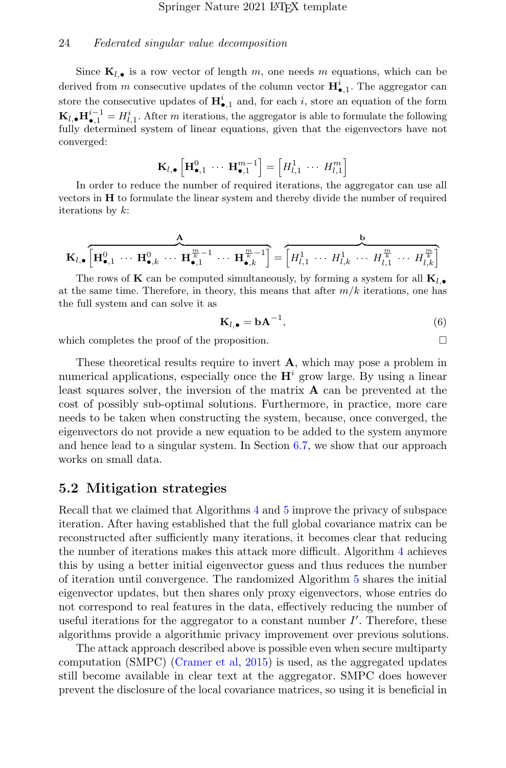Since $\mathbf{K}_{l,\bullet}$ is a row vector of length $m$, one needs $m$ equations, which can be derived from $m$ consecutive updates of the column vector $\mathbf{H}^i_{\bullet,1}$. The aggregator can store the consecutive updates of $\mathbf{H}^i_{\bullet,1}$ and, for each $i$, store an equation of the form $\mathbf{K}_{l,\bullet}\mathbf{H}^{i-1}_{\bullet,1} = H^i_{l,1}$. After $m$ iterations, the aggregator is able to formulate the following fully determined system of linear equations, given that the eigenvectors have not converged:

$$\mathbf{K}_{l,\bullet}\begin{bmatrix}\mathbf{H}^0_{\bullet,1} & \cdots & \mathbf{H}^{m-1}_{\bullet,1}\end{bmatrix} = \begin{bmatrix}H^1_{l,1} & \cdots & H^m_{l,1}\end{bmatrix}$$

In order to reduce the number of required iterations, the aggregator can use all vectors in $\mathbf{H}$ to formulate the linear system and thereby divide the number of required iterations by $k$:

$$\mathbf{K}_{l,\bullet}\overbrace{\begin{bmatrix}\mathbf{H}^0_{\bullet,1} & \cdots & \mathbf{H}^0_{\bullet,k} & \cdots & \mathbf{H}^{\frac{m}{k}-1}_{\bullet,1} & \cdots & \mathbf{H}^{\frac{m}{k}-1}_{\bullet,k}\end{bmatrix}}^{\mathbf{A}} = \overbrace{\begin{bmatrix}H^1_{l,1} & \cdots & H^1_{l,k} & \cdots & H^{\frac{m}{k}}_{l,1} & \cdots & H^{\frac{m}{k}}_{l,k}\end{bmatrix}}^{\mathbf{b}}$$

The rows of $\mathbf{K}$ can be computed simultaneously, by forming a system for all $\mathbf{K}_{l,\bullet}$ at the same time. Therefore, in theory, this means that after $m/k$ iterations, one has the full system and can solve it as

$$\mathbf{K}_{l,\bullet} = \mathbf{b}\mathbf{A}^{-1}, \tag{6}$$

which completes the proof of the proposition. □

These theoretical results require to invert $\mathbf{A}$, which may pose a problem in numerical applications, especially once the $\mathbf{H}^i$ grow large. By using a linear least squares solver, the inversion of the matrix $\mathbf{A}$ can be prevented at the cost of possibly sub-optimal solutions. Furthermore, in practice, more care needs to be taken when constructing the system, because, once converged, the eigenvectors do not provide a new equation to be added to the system anymore and hence lead to a singular system. In Section 6.7, we show that our approach works on small data.

## 5.2 Mitigation strategies

Recall that we claimed that Algorithms 4 and 5 improve the privacy of subspace iteration. After having established that the full global covariance matrix can be reconstructed after sufficiently many iterations, it becomes clear that reducing the number of iterations makes this attack more difficult. Algorithm 4 achieves this by using a better initial eigenvector guess and thus reduces the number of iteration until convergence. The randomized Algorithm 5 shares the initial eigenvector updates, but then shares only proxy eigenvectors, whose entries do not correspond to real features in the data, effectively reducing the number of useful iterations for the aggregator to a constant number $I'$. Therefore, these algorithms provide a algorithmic privacy improvement over previous solutions.

The attack approach described above is possible even when secure multiparty computation (SMPC) (Cramer et al, 2015) is used, as the aggregated updates still become available in clear text at the aggregator. SMPC does however prevent the disclosure of the local covariance matrices, so using it is beneficial in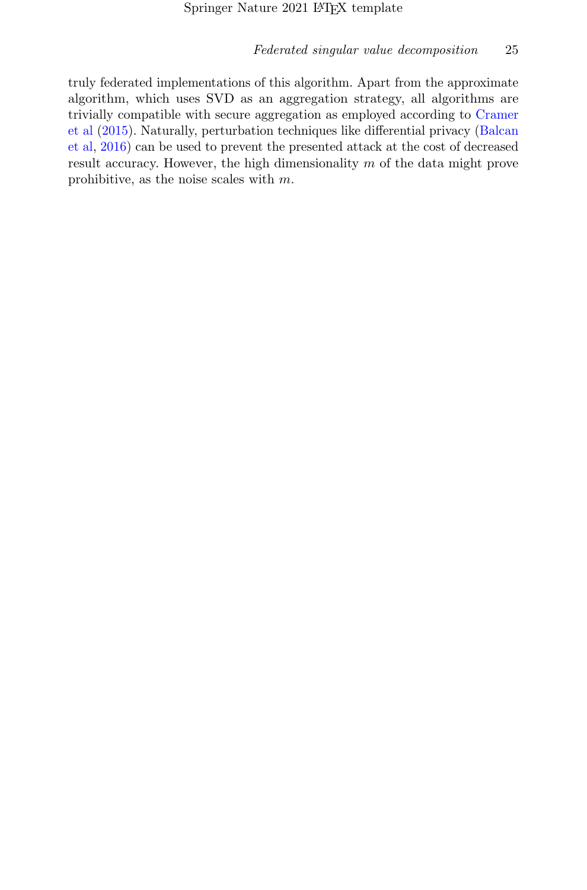truly federated implementations of this algorithm. Apart from the approximate algorithm, which uses SVD as an aggregation strategy, all algorithms are trivially compatible with secure aggregation as employed according to Cramer et al (2015). Naturally, perturbation techniques like differential privacy (Balcan et al, 2016) can be used to prevent the presented attack at the cost of decreased result accuracy. However, the high dimensionality $m$ of the data might prove prohibitive, as the noise scales with $m$.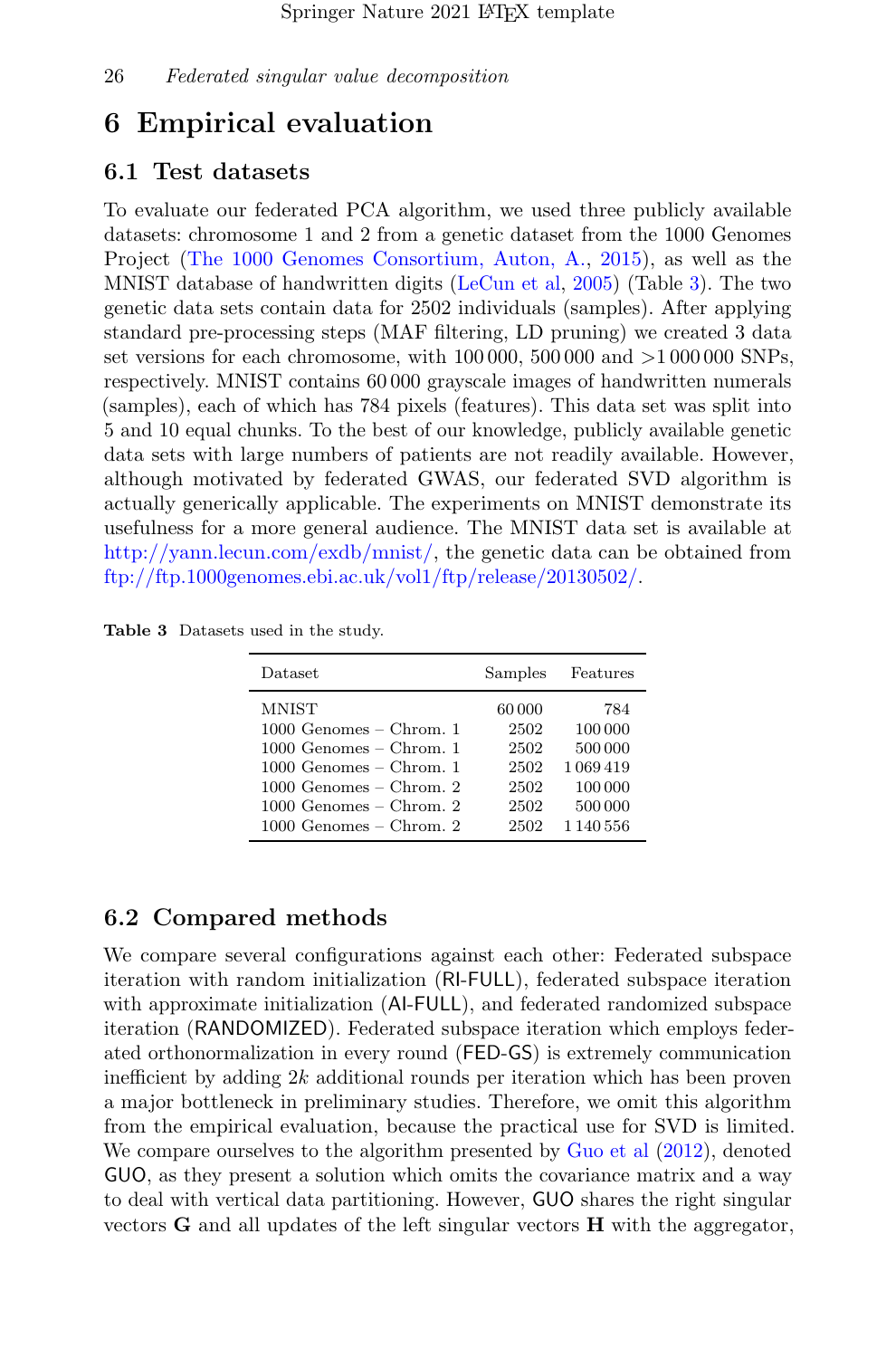# 6 Empirical evaluation

## 6.1 Test datasets

To evaluate our federated PCA algorithm, we used three publicly available datasets: chromosome 1 and 2 from a genetic dataset from the 1000 Genomes Project (The 1000 Genomes Consortium, Auton, A., 2015), as well as the MNIST database of handwritten digits (LeCun et al, 2005) (Table 3). The two genetic data sets contain data for 2502 individuals (samples). After applying standard pre-processing steps (MAF filtering, LD pruning) we created 3 data set versions for each chromosome, with 100 000, 500 000 and >1 000 000 SNPs, respectively. MNIST contains 60 000 grayscale images of handwritten numerals (samples), each of which has 784 pixels (features). This data set was split into 5 and 10 equal chunks. To the best of our knowledge, publicly available genetic data sets with large numbers of patients are not readily available. However, although motivated by federated GWAS, our federated SVD algorithm is actually generically applicable. The experiments on MNIST demonstrate its usefulness for a more general audience. The MNIST data set is available at http://yann.lecun.com/exdb/mnist/, the genetic data can be obtained from ftp://ftp.1000genomes.ebi.ac.uk/vol1/ftp/release/20130502/.

**Table 3** Datasets used in the study.

| Dataset | Samples | Features |
|---|---|---|
| MNIST | 60 000 | 784 |
| 1000 Genomes – Chrom. 1 | 2502 | 100 000 |
| 1000 Genomes – Chrom. 1 | 2502 | 500 000 |
| 1000 Genomes – Chrom. 1 | 2502 | 1 069 419 |
| 1000 Genomes – Chrom. 2 | 2502 | 100 000 |
| 1000 Genomes – Chrom. 2 | 2502 | 500 000 |
| 1000 Genomes – Chrom. 2 | 2502 | 1 140 556 |

## 6.2 Compared methods

We compare several configurations against each other: Federated subspace iteration with random initialization (RI-FULL), federated subspace iteration with approximate initialization (AI-FULL), and federated randomized subspace iteration (RANDOMIZED). Federated subspace iteration which employs federated orthonormalization in every round (FED-GS) is extremely communication inefficient by adding $2k$ additional rounds per iteration which has been proven a major bottleneck in preliminary studies. Therefore, we omit this algorithm from the empirical evaluation, because the practical use for SVD is limited. We compare ourselves to the algorithm presented by Guo et al (2012), denoted GUO, as they present a solution which omits the covariance matrix and a way to deal with vertical data partitioning. However, GUO shares the right singular vectors $\mathbf{G}$ and all updates of the left singular vectors $\mathbf{H}$ with the aggregator,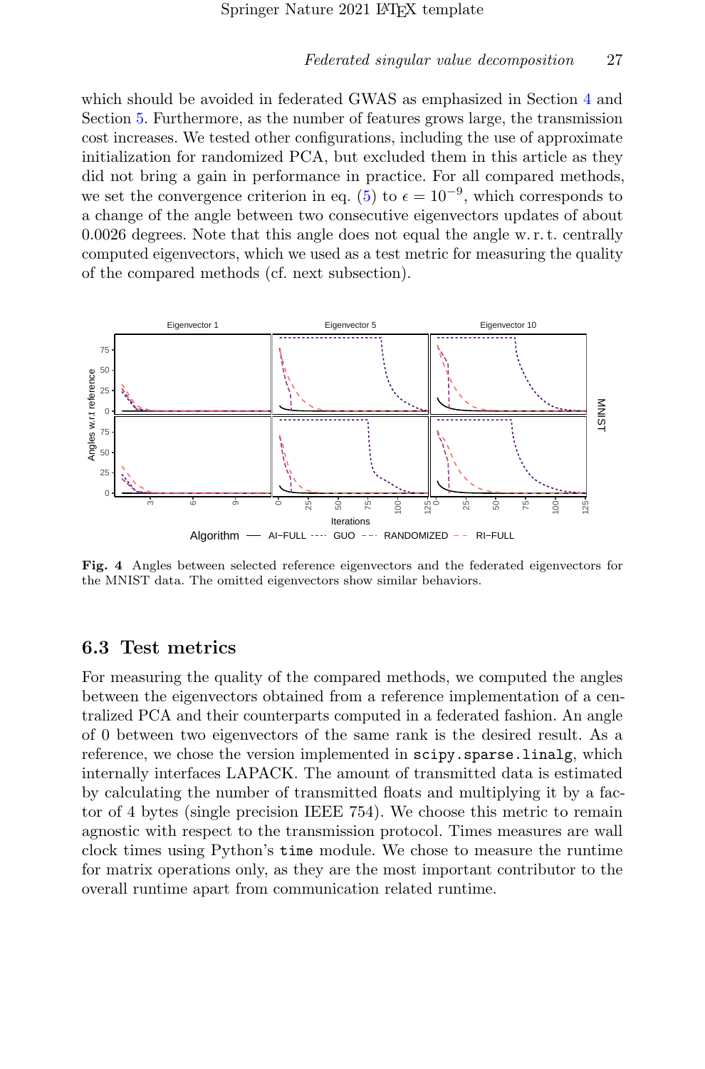which should be avoided in federated GWAS as emphasized in Section 4 and Section 5. Furthermore, as the number of features grows large, the transmission cost increases. We tested other configurations, including the use of approximate initialization for randomized PCA, but excluded them in this article as they did not bring a gain in performance in practice. For all compared methods, we set the convergence criterion in eq. (5) to $\epsilon = 10^{-9}$, which corresponds to a change of the angle between two consecutive eigenvectors updates of about 0.0026 degrees. Note that this angle does not equal the angle w. r. t. centrally computed eigenvectors, which we used as a test metric for measuring the quality of the compared methods (cf. next subsection).

**Fig. 4** Angles between selected reference eigenvectors and the federated eigenvectors for the MNIST data. The omitted eigenvectors show similar behaviors.

## 6.3 Test metrics

For measuring the quality of the compared methods, we computed the angles between the eigenvectors obtained from a reference implementation of a centralized PCA and their counterparts computed in a federated fashion. An angle of 0 between two eigenvectors of the same rank is the desired result. As a reference, we chose the version implemented in `scipy.sparse.linalg`, which internally interfaces LAPACK. The amount of transmitted data is estimated by calculating the number of transmitted floats and multiplying it by a factor of 4 bytes (single precision IEEE 754). We choose this metric to remain agnostic with respect to the transmission protocol. Times measures are wall clock times using Python's `time` module. We chose to measure the runtime for matrix operations only, as they are the most important contributor to the overall runtime apart from communication related runtime.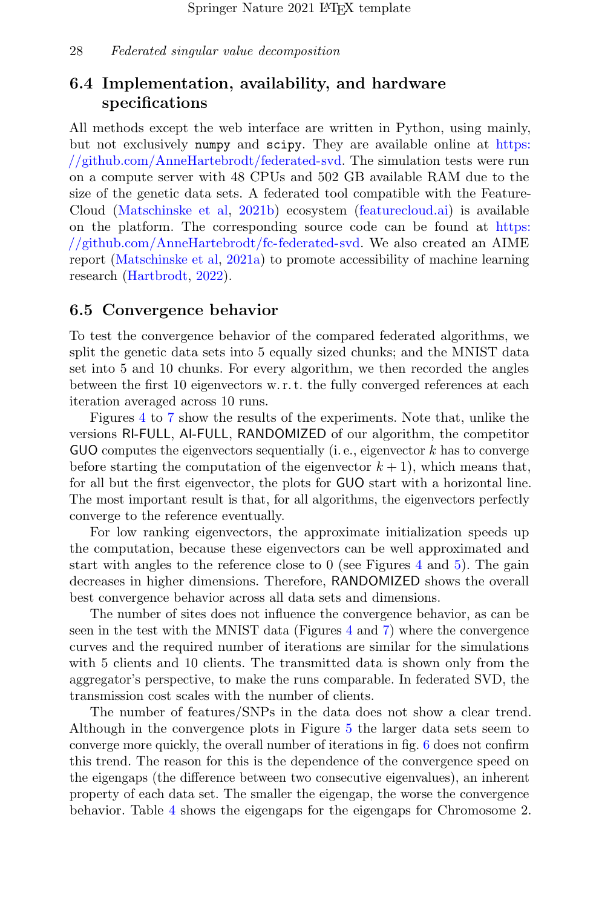## 6.4 Implementation, availability, and hardware specifications

All methods except the web interface are written in Python, using mainly, but not exclusively `numpy` and `scipy`. They are available online at https://github.com/AnneHartebrodt/federated-svd. The simulation tests were run on a compute server with 48 CPUs and 502 GB available RAM due to the size of the genetic data sets. A federated tool compatible with the Feature-Cloud (Matschinske et al, 2021b) ecosystem (featurecloud.ai) is available on the platform. The corresponding source code can be found at https://github.com/AnneHartebrodt/fc-federated-svd. We also created an AIME report (Matschinske et al, 2021a) to promote accessibility of machine learning research (Hartbrodt, 2022).

## 6.5 Convergence behavior

To test the convergence behavior of the compared federated algorithms, we split the genetic data sets into 5 equally sized chunks; and the MNIST data set into 5 and 10 chunks. For every algorithm, we then recorded the angles between the first 10 eigenvectors w. r. t. the fully converged references at each iteration averaged across 10 runs.

Figures 4 to 7 show the results of the experiments. Note that, unlike the versions RI-FULL, AI-FULL, RANDOMIZED of our algorithm, the competitor GUO computes the eigenvectors sequentially (i. e., eigenvector $k$ has to converge before starting the computation of the eigenvector $k + 1$), which means that, for all but the first eigenvector, the plots for GUO start with a horizontal line. The most important result is that, for all algorithms, the eigenvectors perfectly converge to the reference eventually.

For low ranking eigenvectors, the approximate initialization speeds up the computation, because these eigenvectors can be well approximated and start with angles to the reference close to 0 (see Figures 4 and 5). The gain decreases in higher dimensions. Therefore, RANDOMIZED shows the overall best convergence behavior across all data sets and dimensions.

The number of sites does not influence the convergence behavior, as can be seen in the test with the MNIST data (Figures 4 and 7) where the convergence curves and the required number of iterations are similar for the simulations with 5 clients and 10 clients. The transmitted data is shown only from the aggregator's perspective, to make the runs comparable. In federated SVD, the transmission cost scales with the number of clients.

The number of features/SNPs in the data does not show a clear trend. Although in the convergence plots in Figure 5 the larger data sets seem to converge more quickly, the overall number of iterations in fig. 6 does not confirm this trend. The reason for this is the dependence of the convergence speed on the eigengaps (the difference between two consecutive eigenvalues), an inherent property of each data set. The smaller the eigengap, the worse the convergence behavior. Table 4 shows the eigengaps for the eigengaps for Chromosome 2.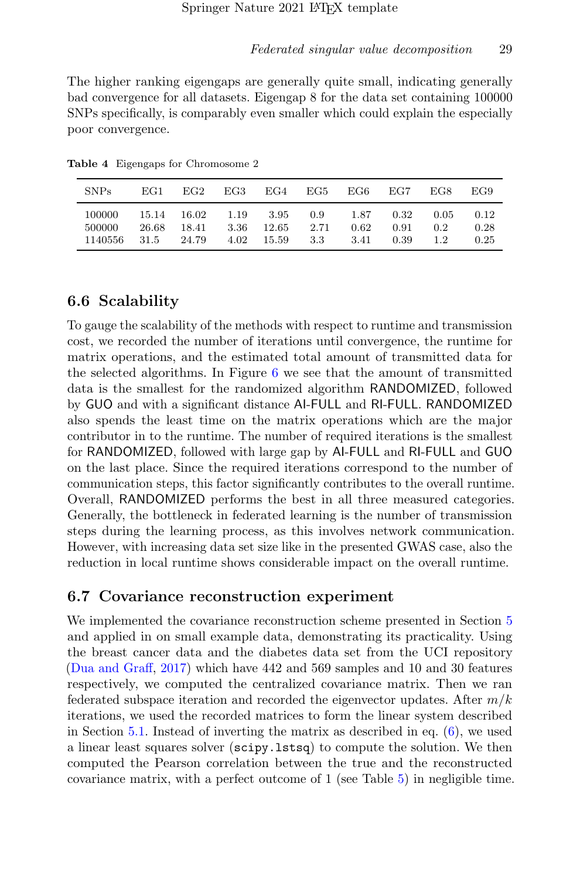The higher ranking eigengaps are generally quite small, indicating generally bad convergence for all datasets. Eigengap 8 for the data set containing 100000 SNPs specifically, is comparably even smaller which could explain the especially poor convergence.

**Table 4** Eigengaps for Chromosome 2

| SNPs | EG1 | EG2 | EG3 | EG4 | EG5 | EG6 | EG7 | EG8 | EG9 |
|---|---|---|---|---|---|---|---|---|---|
| 100000 | 15.14 | 16.02 | 1.19 | 3.95 | 0.9 | 1.87 | 0.32 | 0.05 | 0.12 |
| 500000 | 26.68 | 18.41 | 3.36 | 12.65 | 2.71 | 0.62 | 0.91 | 0.2 | 0.28 |
| 1140556 | 31.5 | 24.79 | 4.02 | 15.59 | 3.3 | 3.41 | 0.39 | 1.2 | 0.25 |

## 6.6 Scalability

To gauge the scalability of the methods with respect to runtime and transmission cost, we recorded the number of iterations until convergence, the runtime for matrix operations, and the estimated total amount of transmitted data for the selected algorithms. In Figure 6 we see that the amount of transmitted data is the smallest for the randomized algorithm RANDOMIZED, followed by GUO and with a significant distance AI-FULL and RI-FULL. RANDOMIZED also spends the least time on the matrix operations which are the major contributor in to the runtime. The number of required iterations is the smallest for RANDOMIZED, followed with large gap by AI-FULL and RI-FULL and GUO on the last place. Since the required iterations correspond to the number of communication steps, this factor significantly contributes to the overall runtime. Overall, RANDOMIZED performs the best in all three measured categories. Generally, the bottleneck in federated learning is the number of transmission steps during the learning process, as this involves network communication. However, with increasing data set size like in the presented GWAS case, also the reduction in local runtime shows considerable impact on the overall runtime.

## 6.7 Covariance reconstruction experiment

We implemented the covariance reconstruction scheme presented in Section 5 and applied in on small example data, demonstrating its practicality. Using the breast cancer data and the diabetes data set from the UCI repository (Dua and Graff, 2017) which have 442 and 569 samples and 10 and 30 features respectively, we computed the centralized covariance matrix. Then we ran federated subspace iteration and recorded the eigenvector updates. After $m/k$ iterations, we used the recorded matrices to form the linear system described in Section 5.1. Instead of inverting the matrix as described in eq. (6), we used a linear least squares solver (`scipy.lstsq`) to compute the solution. We then computed the Pearson correlation between the true and the reconstructed covariance matrix, with a perfect outcome of 1 (see Table 5) in negligible time.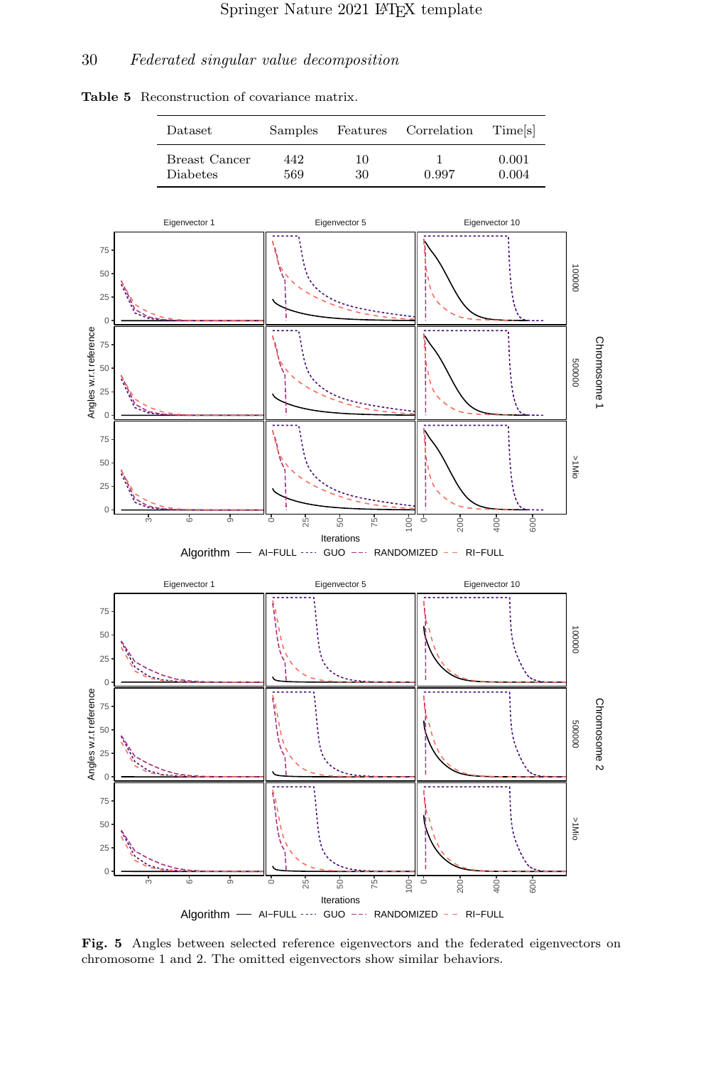**Table 5** Reconstruction of covariance matrix.

| Dataset | Samples | Features | Correlation | Time[s] |
|---|---|---|---|---|
| Breast Cancer | 442 | 10 | 1 | 0.001 |
| Diabetes | 569 | 30 | 0.997 | 0.004 |

**Fig. 5** Angles between selected reference eigenvectors and the federated eigenvectors on chromosome 1 and 2. The omitted eigenvectors show similar behaviors.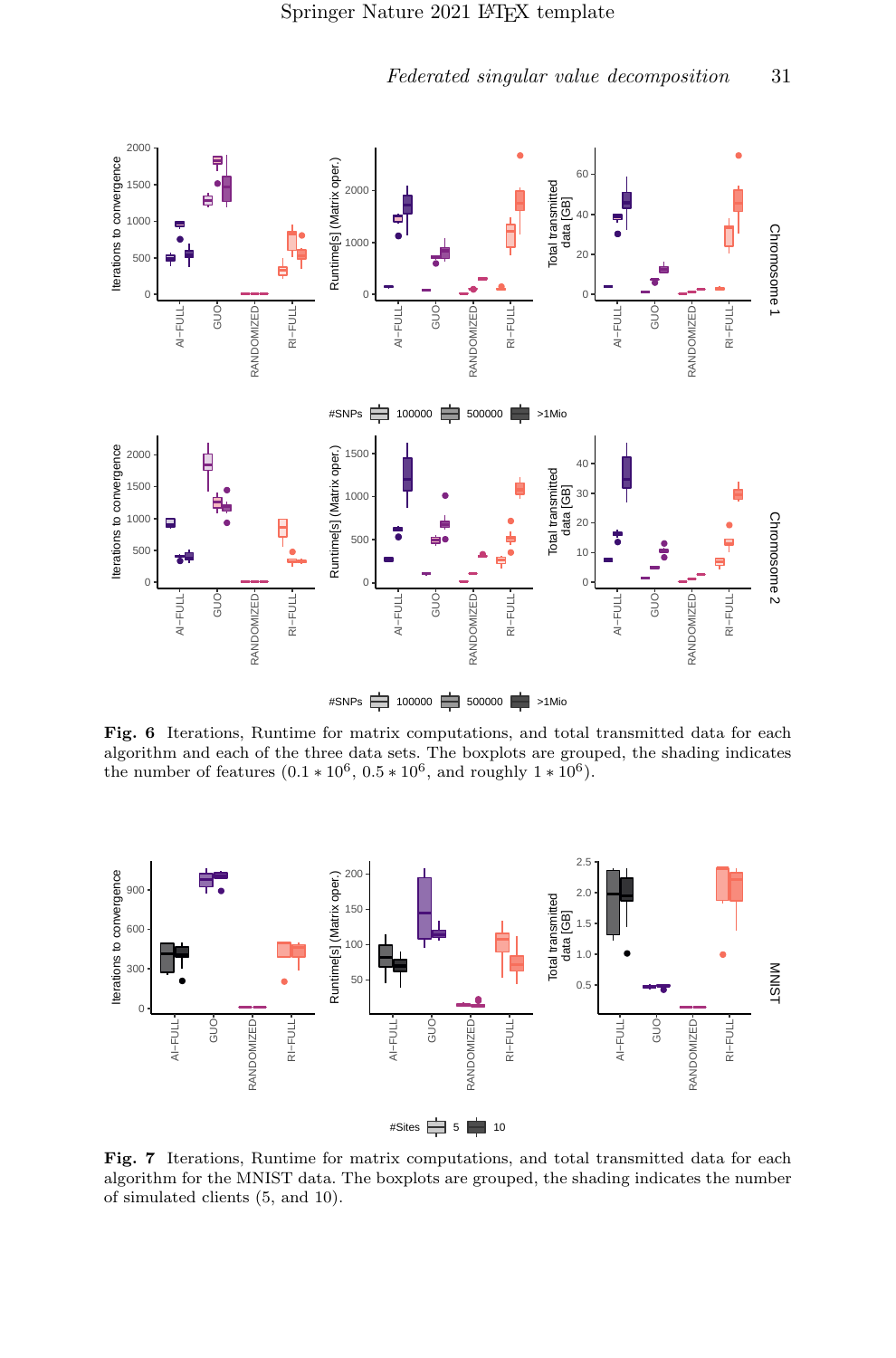**Fig. 6** Iterations, Runtime for matrix computations, and total transmitted data for each algorithm and each of the three data sets. The boxplots are grouped, the shading indicates the number of features ($0.1 * 10^6$, $0.5 * 10^6$, and roughly $1 * 10^6$).

**Fig. 7** Iterations, Runtime for matrix computations, and total transmitted data for each algorithm for the MNIST data. The boxplots are grouped, the shading indicates the number of simulated clients (5, and 10).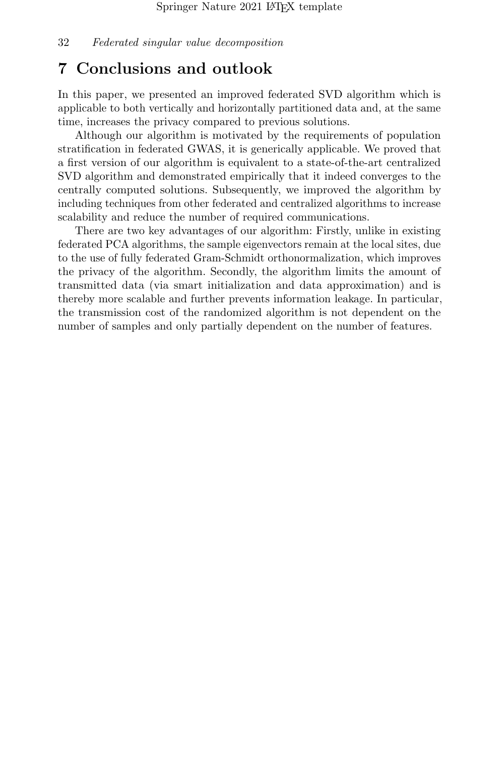# 7 Conclusions and outlook

In this paper, we presented an improved federated SVD algorithm which is applicable to both vertically and horizontally partitioned data and, at the same time, increases the privacy compared to previous solutions.

Although our algorithm is motivated by the requirements of population stratification in federated GWAS, it is generically applicable. We proved that a first version of our algorithm is equivalent to a state-of-the-art centralized SVD algorithm and demonstrated empirically that it indeed converges to the centrally computed solutions. Subsequently, we improved the algorithm by including techniques from other federated and centralized algorithms to increase scalability and reduce the number of required communications.

There are two key advantages of our algorithm: Firstly, unlike in existing federated PCA algorithms, the sample eigenvectors remain at the local sites, due to the use of fully federated Gram-Schmidt orthonormalization, which improves the privacy of the algorithm. Secondly, the algorithm limits the amount of transmitted data (via smart initialization and data approximation) and is thereby more scalable and further prevents information leakage. In particular, the transmission cost of the randomized algorithm is not dependent on the number of samples and only partially dependent on the number of features.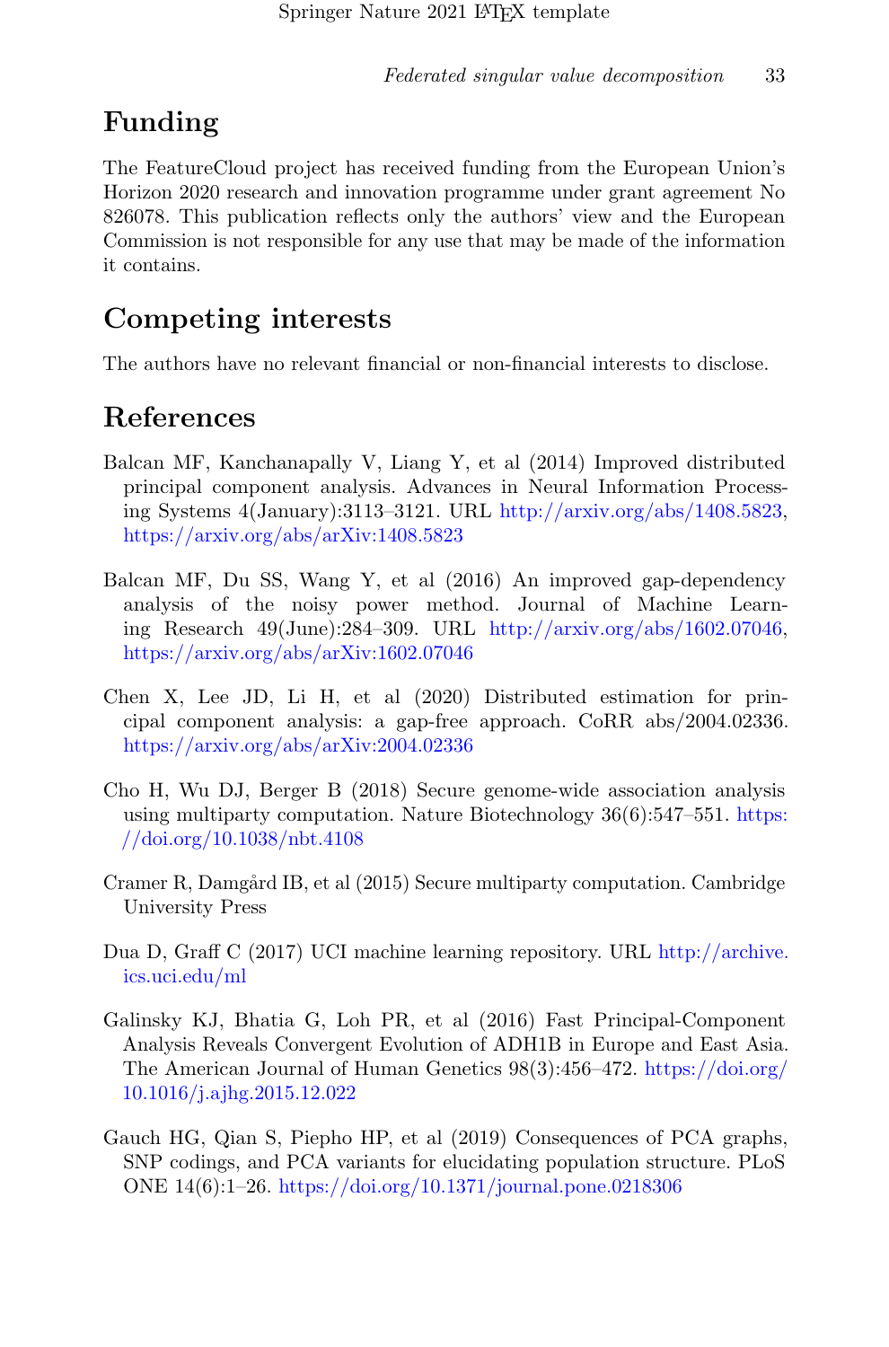# Funding

The FeatureCloud project has received funding from the European Union's Horizon 2020 research and innovation programme under grant agreement No 826078. This publication reflects only the authors' view and the European Commission is not responsible for any use that may be made of the information it contains.

# Competing interests

The authors have no relevant financial or non-financial interests to disclose.

# References

Balcan MF, Kanchanapally V, Liang Y, et al (2014) Improved distributed principal component analysis. Advances in Neural Information Processing Systems 4(January):3113–3121. URL http://arxiv.org/abs/1408.5823, https://arxiv.org/abs/arXiv:1408.5823

Balcan MF, Du SS, Wang Y, et al (2016) An improved gap-dependency analysis of the noisy power method. Journal of Machine Learning Research 49(June):284–309. URL http://arxiv.org/abs/1602.07046, https://arxiv.org/abs/arXiv:1602.07046

Chen X, Lee JD, Li H, et al (2020) Distributed estimation for principal component analysis: a gap-free approach. CoRR abs/2004.02336. https://arxiv.org/abs/arXiv:2004.02336

Cho H, Wu DJ, Berger B (2018) Secure genome-wide association analysis using multiparty computation. Nature Biotechnology 36(6):547–551. https://doi.org/10.1038/nbt.4108

Cramer R, Damgård IB, et al (2015) Secure multiparty computation. Cambridge University Press

Dua D, Graff C (2017) UCI machine learning repository. URL http://archive.ics.uci.edu/ml

Galinsky KJ, Bhatia G, Loh PR, et al (2016) Fast Principal-Component Analysis Reveals Convergent Evolution of ADH1B in Europe and East Asia. The American Journal of Human Genetics 98(3):456–472. https://doi.org/10.1016/j.ajhg.2015.12.022

Gauch HG, Qian S, Piepho HP, et al (2019) Consequences of PCA graphs, SNP codings, and PCA variants for elucidating population structure. PLoS ONE 14(6):1–26. https://doi.org/10.1371/journal.pone.0218306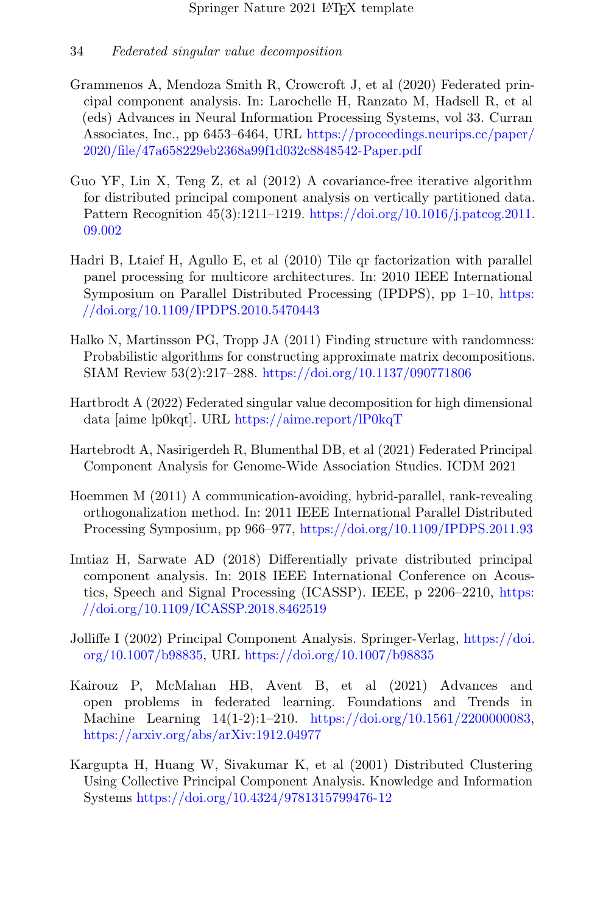Grammenos A, Mendoza Smith R, Crowcroft J, et al (2020) Federated principal component analysis. In: Larochelle H, Ranzato M, Hadsell R, et al (eds) Advances in Neural Information Processing Systems, vol 33. Curran Associates, Inc., pp 6453–6464, URL https://proceedings.neurips.cc/paper/2020/file/47a658229eb2368a99f1d032c8848542-Paper.pdf

Guo YF, Lin X, Teng Z, et al (2012) A covariance-free iterative algorithm for distributed principal component analysis on vertically partitioned data. Pattern Recognition 45(3):1211–1219. https://doi.org/10.1016/j.patcog.2011.09.002

Hadri B, Ltaief H, Agullo E, et al (2010) Tile qr factorization with parallel panel processing for multicore architectures. In: 2010 IEEE International Symposium on Parallel Distributed Processing (IPDPS), pp 1–10, https://doi.org/10.1109/IPDPS.2010.5470443

Halko N, Martinsson PG, Tropp JA (2011) Finding structure with randomness: Probabilistic algorithms for constructing approximate matrix decompositions. SIAM Review 53(2):217–288. https://doi.org/10.1137/090771806

Hartbrodt A (2022) Federated singular value decomposition for high dimensional data [aime lp0kqt]. URL https://aime.report/lP0kqT

Hartebrodt A, Nasirigerdeh R, Blumenthal DB, et al (2021) Federated Principal Component Analysis for Genome-Wide Association Studies. ICDM 2021

Hoemmen M (2011) A communication-avoiding, hybrid-parallel, rank-revealing orthogonalization method. In: 2011 IEEE International Parallel Distributed Processing Symposium, pp 966–977, https://doi.org/10.1109/IPDPS.2011.93

Imtiaz H, Sarwate AD (2018) Differentially private distributed principal component analysis. In: 2018 IEEE International Conference on Acoustics, Speech and Signal Processing (ICASSP). IEEE, p 2206–2210, https://doi.org/10.1109/ICASSP.2018.8462519

Jolliffe I (2002) Principal Component Analysis. Springer-Verlag, https://doi.org/10.1007/b98835, URL https://doi.org/10.1007/b98835

Kairouz P, McMahan HB, Avent B, et al (2021) Advances and open problems in federated learning. Foundations and Trends in Machine Learning 14(1-2):1–210. https://doi.org/10.1561/2200000083, https://arxiv.org/abs/arXiv:1912.04977

Kargupta H, Huang W, Sivakumar K, et al (2001) Distributed Clustering Using Collective Principal Component Analysis. Knowledge and Information Systems https://doi.org/10.4324/9781315799476-12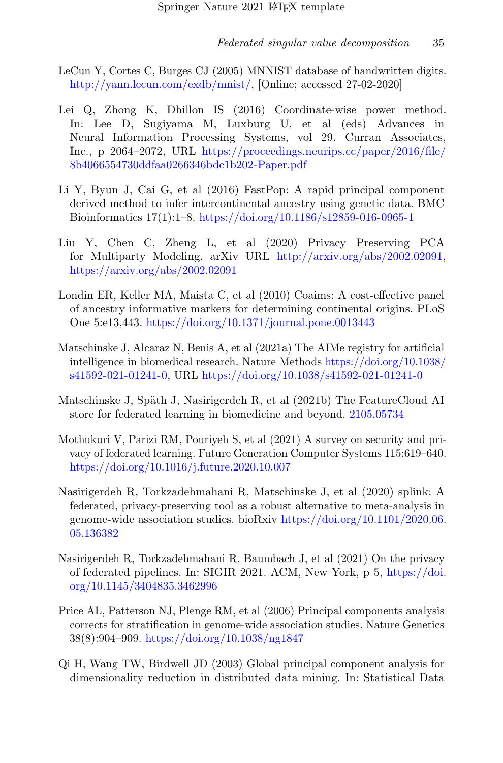LeCun Y, Cortes C, Burges CJ (2005) MNNIST database of handwritten digits. http://yann.lecun.com/exdb/mnist/, [Online; accessed 27-02-2020]

Lei Q, Zhong K, Dhillon IS (2016) Coordinate-wise power method. In: Lee D, Sugiyama M, Luxburg U, et al (eds) Advances in Neural Information Processing Systems, vol 29. Curran Associates, Inc., p 2064–2072, URL https://proceedings.neurips.cc/paper/2016/file/8b4066554730ddfaa0266346bdc1b202-Paper.pdf

Li Y, Byun J, Cai G, et al (2016) FastPop: A rapid principal component derived method to infer intercontinental ancestry using genetic data. BMC Bioinformatics 17(1):1–8. https://doi.org/10.1186/s12859-016-0965-1

Liu Y, Chen C, Zheng L, et al (2020) Privacy Preserving PCA for Multiparty Modeling. arXiv URL http://arxiv.org/abs/2002.02091, https://arxiv.org/abs/2002.02091

Londin ER, Keller MA, Maista C, et al (2010) Coaims: A cost-effective panel of ancestry informative markers for determining continental origins. PLoS One 5:e13,443. https://doi.org/10.1371/journal.pone.0013443

Matschinske J, Alcaraz N, Benis A, et al (2021a) The AIMe registry for artificial intelligence in biomedical research. Nature Methods https://doi.org/10.1038/s41592-021-01241-0, URL https://doi.org/10.1038/s41592-021-01241-0

Matschinske J, Späth J, Nasirigerdeh R, et al (2021b) The FeatureCloud AI store for federated learning in biomedicine and beyond. 2105.05734

Mothukuri V, Parizi RM, Pouriyeh S, et al (2021) A survey on security and privacy of federated learning. Future Generation Computer Systems 115:619–640. https://doi.org/10.1016/j.future.2020.10.007

Nasirigerdeh R, Torkzadehmahani R, Matschinske J, et al (2020) splink: A federated, privacy-preserving tool as a robust alternative to meta-analysis in genome-wide association studies. bioRxiv https://doi.org/10.1101/2020.06.05.136382

Nasirigerdeh R, Torkzadehmahani R, Baumbach J, et al (2021) On the privacy of federated pipelines. In: SIGIR 2021. ACM, New York, p 5, https://doi.org/10.1145/3404835.3462996

Price AL, Patterson NJ, Plenge RM, et al (2006) Principal components analysis corrects for stratification in genome-wide association studies. Nature Genetics 38(8):904–909. https://doi.org/10.1038/ng1847

Qi H, Wang TW, Birdwell JD (2003) Global principal component analysis for dimensionality reduction in distributed data mining. In: Statistical Data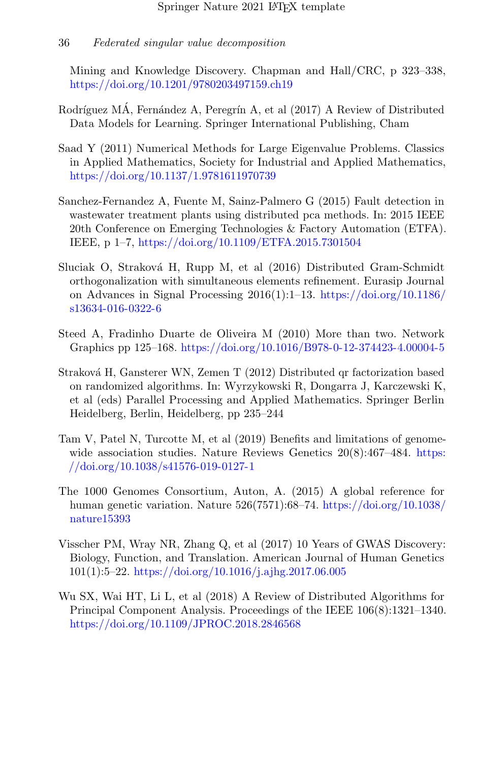Mining and Knowledge Discovery. Chapman and Hall/CRC, p 323–338, https://doi.org/10.1201/9780203497159.ch19

Rodríguez MÁ, Fernández A, Peregrín A, et al (2017) A Review of Distributed Data Models for Learning. Springer International Publishing, Cham

Saad Y (2011) Numerical Methods for Large Eigenvalue Problems. Classics in Applied Mathematics, Society for Industrial and Applied Mathematics, https://doi.org/10.1137/1.9781611970739

Sanchez-Fernandez A, Fuente M, Sainz-Palmero G (2015) Fault detection in wastewater treatment plants using distributed pca methods. In: 2015 IEEE 20th Conference on Emerging Technologies & Factory Automation (ETFA). IEEE, p 1–7, https://doi.org/10.1109/ETFA.2015.7301504

Sluciak O, Straková H, Rupp M, et al (2016) Distributed Gram-Schmidt orthogonalization with simultaneous elements refinement. Eurasip Journal on Advances in Signal Processing 2016(1):1–13. https://doi.org/10.1186/s13634-016-0322-6

Steed A, Fradinho Duarte de Oliveira M (2010) More than two. Network Graphics pp 125–168. https://doi.org/10.1016/B978-0-12-374423-4.00004-5

Straková H, Gansterer WN, Zemen T (2012) Distributed qr factorization based on randomized algorithms. In: Wyrzykowski R, Dongarra J, Karczewski K, et al (eds) Parallel Processing and Applied Mathematics. Springer Berlin Heidelberg, Berlin, Heidelberg, pp 235–244

Tam V, Patel N, Turcotte M, et al (2019) Benefits and limitations of genome-wide association studies. Nature Reviews Genetics 20(8):467–484. https://doi.org/10.1038/s41576-019-0127-1

The 1000 Genomes Consortium, Auton, A. (2015) A global reference for human genetic variation. Nature 526(7571):68–74. https://doi.org/10.1038/nature15393

Visscher PM, Wray NR, Zhang Q, et al (2017) 10 Years of GWAS Discovery: Biology, Function, and Translation. American Journal of Human Genetics 101(1):5–22. https://doi.org/10.1016/j.ajhg.2017.06.005

Wu SX, Wai HT, Li L, et al (2018) A Review of Distributed Algorithms for Principal Component Analysis. Proceedings of the IEEE 106(8):1321–1340. https://doi.org/10.1109/JPROC.2018.2846568